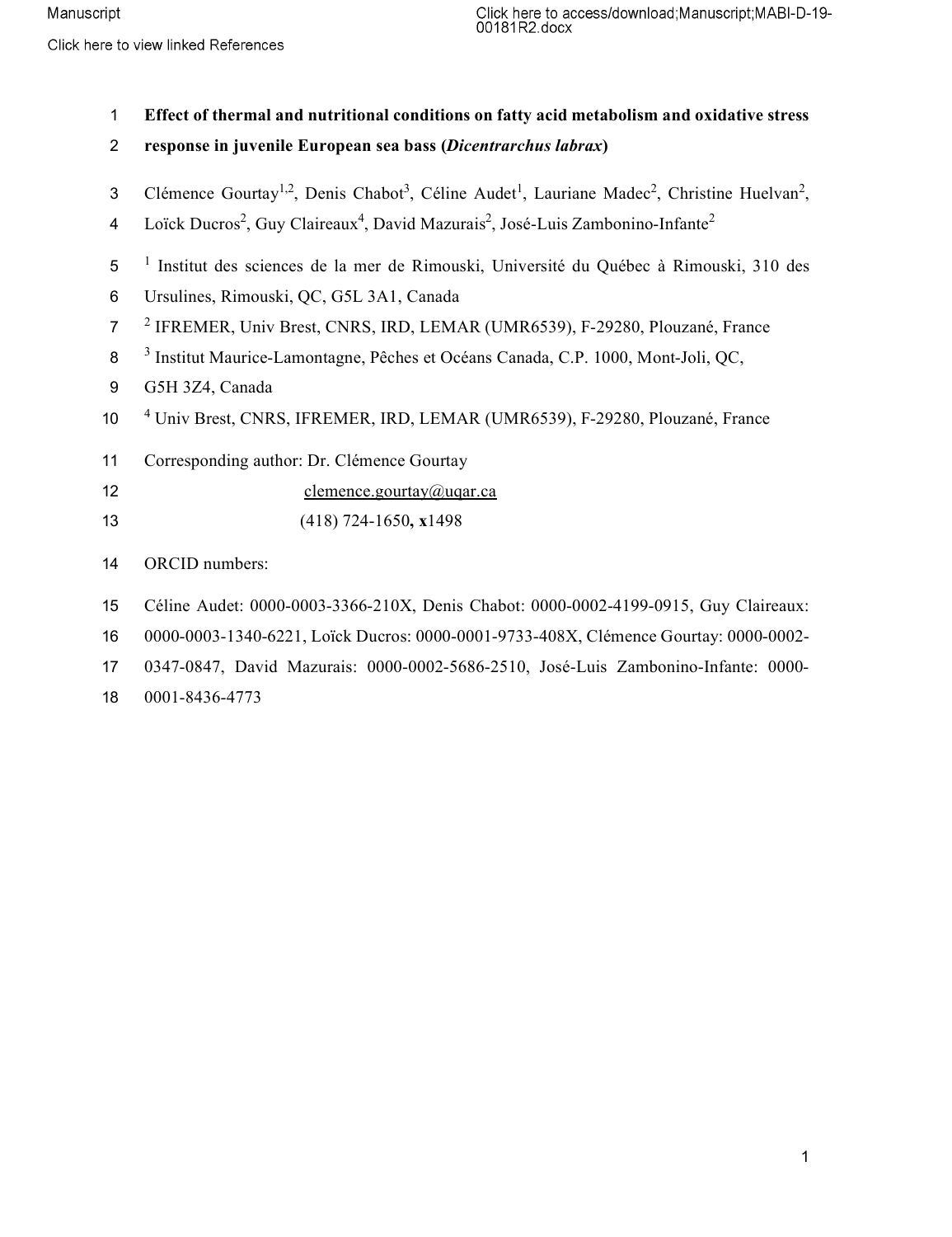# Effect of thermal and nutritional conditions on fatty acid metabolism and oxidative stress response in juvenile European sea bass (*Dicentrarchus labrax*)

Clémence Gourtay[1,2], Denis Chabot[3], Céline Audet[1], Lauriane Madec[2], Christine Huelvan[2], Loïck Ducros[2], Guy Claireaux[4], David Mazurais[2], José-Luis Zambonino-Infante[2]

[1] Institut des sciences de la mer de Rimouski, Université du Québec à Rimouski, 310 des Ursulines, Rimouski, QC, G5L 3A1, Canada

[2] IFREMER, Univ Brest, CNRS, IRD, LEMAR (UMR6539), F-29280, Plouzané, France

[3] Institut Maurice-Lamontagne, Pêches et Océans Canada, C.P. 1000, Mont-Joli, QC, G5H 3Z4, Canada

[4] Univ Brest, CNRS, IFREMER, IRD, LEMAR (UMR6539), F-29280, Plouzané, France

Corresponding author: Dr. Clémence Gourtay

clemence.gourtay@uqar.ca

(418) 724-1650, **x**1498

ORCID numbers:

Céline Audet: 0000-0003-3366-210X, Denis Chabot: 0000-0002-4199-0915, Guy Claireaux: 0000-0003-1340-6221, Loïck Ducros: 0000-0001-9733-408X, Clémence Gourtay: 0000-0002-0347-0847, David Mazurais: 0000-0002-5686-2510, José-Luis Zambonino-Infante: 0000-0001-8436-4773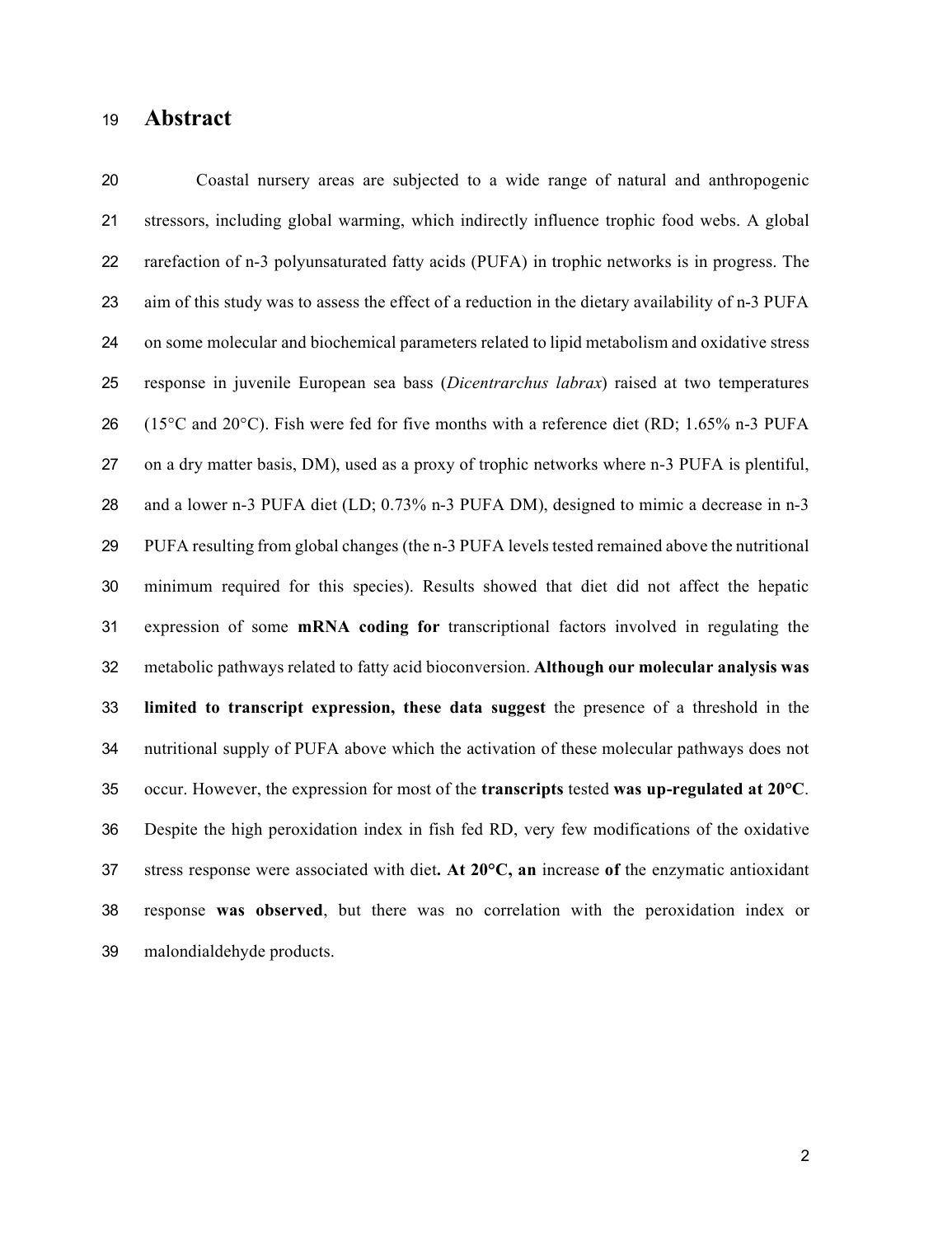# Abstract

Coastal nursery areas are subjected to a wide range of natural and anthropogenic stressors, including global warming, which indirectly influence trophic food webs. A global rarefaction of n-3 polyunsaturated fatty acids (PUFA) in trophic networks is in progress. The aim of this study was to assess the effect of a reduction in the dietary availability of n-3 PUFA on some molecular and biochemical parameters related to lipid metabolism and oxidative stress response in juvenile European sea bass (*Dicentrarchus labrax*) raised at two temperatures (15°C and 20°C). Fish were fed for five months with a reference diet (RD; 1.65% n-3 PUFA on a dry matter basis, DM), used as a proxy of trophic networks where n-3 PUFA is plentiful, and a lower n-3 PUFA diet (LD; 0.73% n-3 PUFA DM), designed to mimic a decrease in n-3 PUFA resulting from global changes (the n-3 PUFA levels tested remained above the nutritional minimum required for this species). Results showed that diet did not affect the hepatic expression of some **mRNA coding for** transcriptional factors involved in regulating the metabolic pathways related to fatty acid bioconversion. **Although our molecular analysis was limited to transcript expression, these data suggest** the presence of a threshold in the nutritional supply of PUFA above which the activation of these molecular pathways does not occur. However, the expression for most of the **transcripts** tested **was up-regulated at 20°C**. Despite the high peroxidation index in fish fed RD, very few modifications of the oxidative stress response were associated with diet**. At 20°C, an** increase **of** the enzymatic antioxidant response **was observed**, but there was no correlation with the peroxidation index or malondialdehyde products.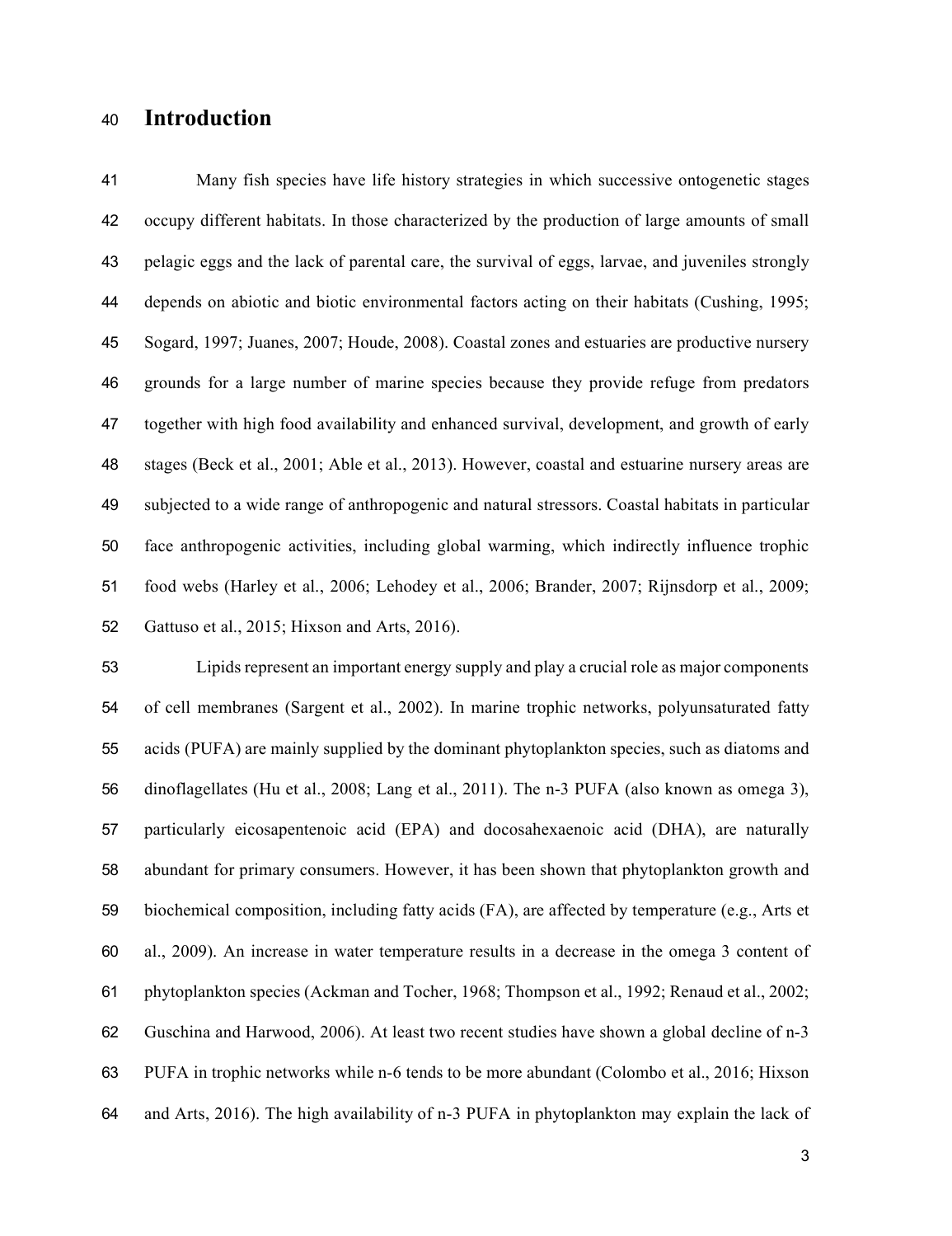# Introduction

Many fish species have life history strategies in which successive ontogenetic stages occupy different habitats. In those characterized by the production of large amounts of small pelagic eggs and the lack of parental care, the survival of eggs, larvae, and juveniles strongly depends on abiotic and biotic environmental factors acting on their habitats (Cushing, 1995; Sogard, 1997; Juanes, 2007; Houde, 2008). Coastal zones and estuaries are productive nursery grounds for a large number of marine species because they provide refuge from predators together with high food availability and enhanced survival, development, and growth of early stages (Beck et al., 2001; Able et al., 2013). However, coastal and estuarine nursery areas are subjected to a wide range of anthropogenic and natural stressors. Coastal habitats in particular face anthropogenic activities, including global warming, which indirectly influence trophic food webs (Harley et al., 2006; Lehodey et al., 2006; Brander, 2007; Rijnsdorp et al., 2009; Gattuso et al., 2015; Hixson and Arts, 2016).

Lipids represent an important energy supply and play a crucial role as major components of cell membranes (Sargent et al., 2002). In marine trophic networks, polyunsaturated fatty acids (PUFA) are mainly supplied by the dominant phytoplankton species, such as diatoms and dinoflagellates (Hu et al., 2008; Lang et al., 2011). The n-3 PUFA (also known as omega 3), particularly eicosapentenoic acid (EPA) and docosahexaenoic acid (DHA), are naturally abundant for primary consumers. However, it has been shown that phytoplankton growth and biochemical composition, including fatty acids (FA), are affected by temperature (e.g., Arts et al., 2009). An increase in water temperature results in a decrease in the omega 3 content of phytoplankton species (Ackman and Tocher, 1968; Thompson et al., 1992; Renaud et al., 2002; Guschina and Harwood, 2006). At least two recent studies have shown a global decline of n-3 PUFA in trophic networks while n-6 tends to be more abundant (Colombo et al., 2016; Hixson and Arts, 2016). The high availability of n-3 PUFA in phytoplankton may explain the lack of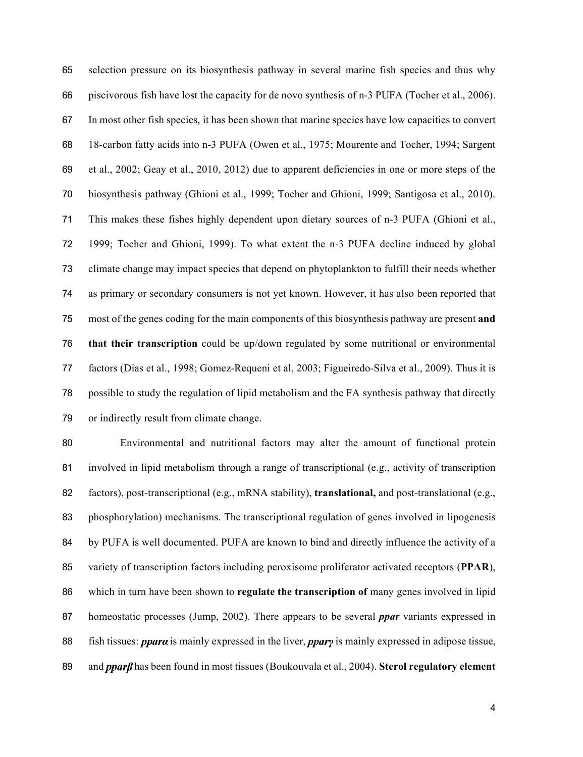selection pressure on its biosynthesis pathway in several marine fish species and thus why piscivorous fish have lost the capacity for de novo synthesis of n-3 PUFA (Tocher et al., 2006). In most other fish species, it has been shown that marine species have low capacities to convert 18-carbon fatty acids into n-3 PUFA (Owen et al., 1975; Mourente and Tocher, 1994; Sargent et al., 2002; Geay et al., 2010, 2012) due to apparent deficiencies in one or more steps of the biosynthesis pathway (Ghioni et al., 1999; Tocher and Ghioni, 1999; Santigosa et al., 2010). This makes these fishes highly dependent upon dietary sources of n-3 PUFA (Ghioni et al., 1999; Tocher and Ghioni, 1999). To what extent the n-3 PUFA decline induced by global climate change may impact species that depend on phytoplankton to fulfill their needs whether as primary or secondary consumers is not yet known. However, it has also been reported that most of the genes coding for the main components of this biosynthesis pathway are present **and that their transcription** could be up/down regulated by some nutritional or environmental factors (Dias et al., 1998; Gomez-Requeni et al, 2003; Figueiredo-Silva et al., 2009). Thus it is possible to study the regulation of lipid metabolism and the FA synthesis pathway that directly or indirectly result from climate change.

Environmental and nutritional factors may alter the amount of functional protein involved in lipid metabolism through a range of transcriptional (e.g., activity of transcription factors), post-transcriptional (e.g., mRNA stability), **translational,** and post-translational (e.g., phosphorylation) mechanisms. The transcriptional regulation of genes involved in lipogenesis by PUFA is well documented. PUFA are known to bind and directly influence the activity of a variety of transcription factors including peroxisome proliferator activated receptors (**PPAR**), which in turn have been shown to **regulate the transcription of** many genes involved in lipid homeostatic processes (Jump, 2002). There appears to be several ***ppar*** variants expressed in fish tissues: ***pparα*** is mainly expressed in the liver, ***pparγ*** is mainly expressed in adipose tissue, and ***pparβ*** has been found in most tissues (Boukouvala et al., 2004). **Sterol regulatory element**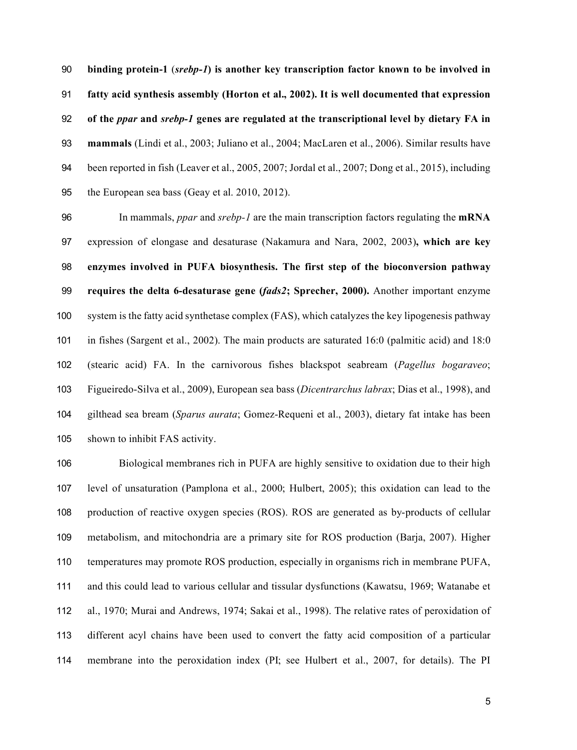**binding protein-1 (*srebp-1*) is another key transcription factor known to be involved in fatty acid synthesis assembly (Horton et al., 2002). It is well documented that expression of the *ppar* and *srebp-1* genes are regulated at the transcriptional level by dietary FA in mammals** (Lindi et al., 2003; Juliano et al., 2004; MacLaren et al., 2006). Similar results have been reported in fish (Leaver et al., 2005, 2007; Jordal et al., 2007; Dong et al., 2015), including the European sea bass (Geay et al. 2010, 2012).

In mammals, *ppar* and *srebp-1* are the main transcription factors regulating the **mRNA** expression of elongase and desaturase (Nakamura and Nara, 2002, 2003)**, which are key enzymes involved in PUFA biosynthesis. The first step of the bioconversion pathway requires the delta 6-desaturase gene (*fads2*; Sprecher, 2000).** Another important enzyme system is the fatty acid synthetase complex (FAS), which catalyzes the key lipogenesis pathway in fishes (Sargent et al., 2002). The main products are saturated 16:0 (palmitic acid) and 18:0 (stearic acid) FA. In the carnivorous fishes blackspot seabream (*Pagellus bogaraveo*; Figueiredo-Silva et al., 2009), European sea bass (*Dicentrarchus labrax*; Dias et al., 1998), and gilthead sea bream (*Sparus aurata*; Gomez-Requeni et al., 2003), dietary fat intake has been shown to inhibit FAS activity.

Biological membranes rich in PUFA are highly sensitive to oxidation due to their high level of unsaturation (Pamplona et al., 2000; Hulbert, 2005); this oxidation can lead to the production of reactive oxygen species (ROS). ROS are generated as by-products of cellular metabolism, and mitochondria are a primary site for ROS production (Barja, 2007). Higher temperatures may promote ROS production, especially in organisms rich in membrane PUFA, and this could lead to various cellular and tissular dysfunctions (Kawatsu, 1969; Watanabe et al., 1970; Murai and Andrews, 1974; Sakai et al., 1998). The relative rates of peroxidation of different acyl chains have been used to convert the fatty acid composition of a particular membrane into the peroxidation index (PI; see Hulbert et al., 2007, for details). The PI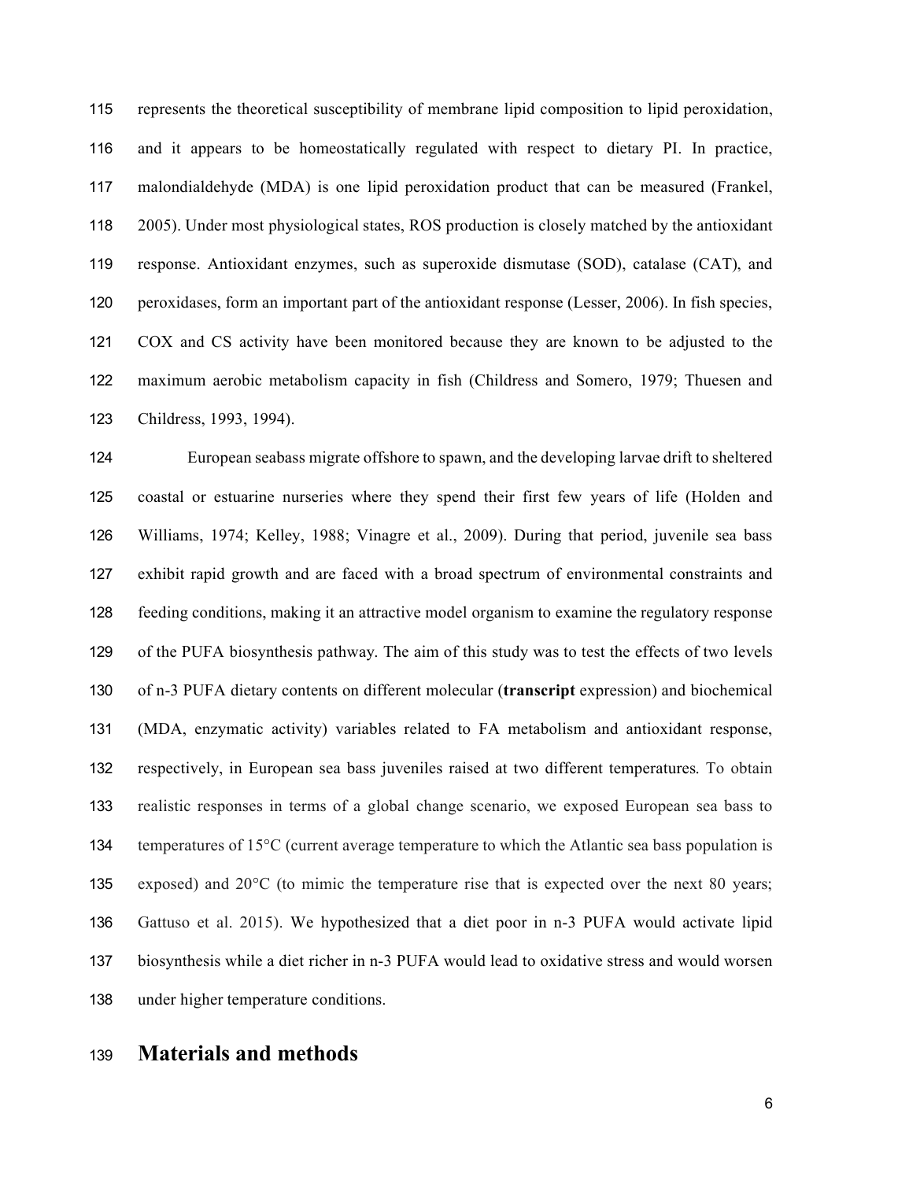represents the theoretical susceptibility of membrane lipid composition to lipid peroxidation, and it appears to be homeostatically regulated with respect to dietary PI. In practice, malondialdehyde (MDA) is one lipid peroxidation product that can be measured (Frankel, 2005). Under most physiological states, ROS production is closely matched by the antioxidant response. Antioxidant enzymes, such as superoxide dismutase (SOD), catalase (CAT), and peroxidases, form an important part of the antioxidant response (Lesser, 2006). In fish species, COX and CS activity have been monitored because they are known to be adjusted to the maximum aerobic metabolism capacity in fish (Childress and Somero, 1979; Thuesen and Childress, 1993, 1994).

European seabass migrate offshore to spawn, and the developing larvae drift to sheltered coastal or estuarine nurseries where they spend their first few years of life (Holden and Williams, 1974; Kelley, 1988; Vinagre et al., 2009). During that period, juvenile sea bass exhibit rapid growth and are faced with a broad spectrum of environmental constraints and feeding conditions, making it an attractive model organism to examine the regulatory response of the PUFA biosynthesis pathway. The aim of this study was to test the effects of two levels of n-3 PUFA dietary contents on different molecular (**transcript** expression) and biochemical (MDA, enzymatic activity) variables related to FA metabolism and antioxidant response, respectively, in European sea bass juveniles raised at two different temperatures. To obtain realistic responses in terms of a global change scenario, we exposed European sea bass to temperatures of 15°C (current average temperature to which the Atlantic sea bass population is exposed) and 20°C (to mimic the temperature rise that is expected over the next 80 years; Gattuso et al. 2015). We hypothesized that a diet poor in n-3 PUFA would activate lipid biosynthesis while a diet richer in n-3 PUFA would lead to oxidative stress and would worsen under higher temperature conditions.

# Materials and methods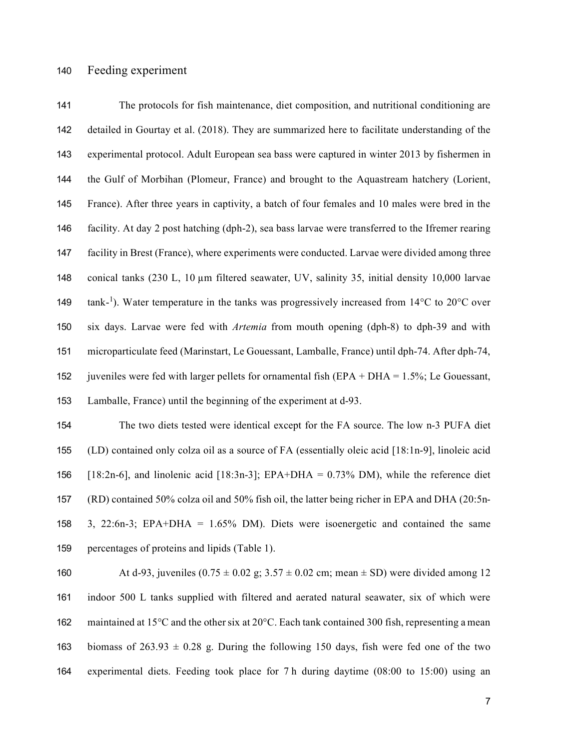## Feeding experiment

The protocols for fish maintenance, diet composition, and nutritional conditioning are detailed in Gourtay et al. (2018). They are summarized here to facilitate understanding of the experimental protocol. Adult European sea bass were captured in winter 2013 by fishermen in the Gulf of Morbihan (Plomeur, France) and brought to the Aquastream hatchery (Lorient, France). After three years in captivity, a batch of four females and 10 males were bred in the facility. At day 2 post hatching (dph-2), sea bass larvae were transferred to the Ifremer rearing facility in Brest (France), where experiments were conducted. Larvae were divided among three conical tanks (230 L, 10 µm filtered seawater, UV, salinity 35, initial density 10,000 larvae $tank^{-1}$). Water temperature in the tanks was progressively increased from 14°C to 20°C over six days. Larvae were fed with *Artemia* from mouth opening (dph-8) to dph-39 and with microparticulate feed (Marinstart, Le Gouessant, Lamballe, France) until dph-74. After dph-74, juveniles were fed with larger pellets for ornamental fish (EPA + DHA = 1.5%; Le Gouessant, Lamballe, France) until the beginning of the experiment at d-93.

The two diets tested were identical except for the FA source. The low n-3 PUFA diet (LD) contained only colza oil as a source of FA (essentially oleic acid [18:1n-9], linoleic acid [18:2n-6], and linolenic acid [18:3n-3]; EPA+DHA = 0.73% DM), while the reference diet (RD) contained 50% colza oil and 50% fish oil, the latter being richer in EPA and DHA (20:5n-3, 22:6n-3; EPA+DHA = 1.65% DM). Diets were isoenergetic and contained the same percentages of proteins and lipids (Table 1).

At d-93, juveniles (0.75 ± 0.02 g; 3.57 ± 0.02 cm; mean ± SD) were divided among 12 indoor 500 L tanks supplied with filtered and aerated natural seawater, six of which were maintained at 15°C and the other six at 20°C. Each tank contained 300 fish, representing a mean biomass of 263.93 ± 0.28 g. During the following 150 days, fish were fed one of the two experimental diets. Feeding took place for 7 h during daytime (08:00 to 15:00) using an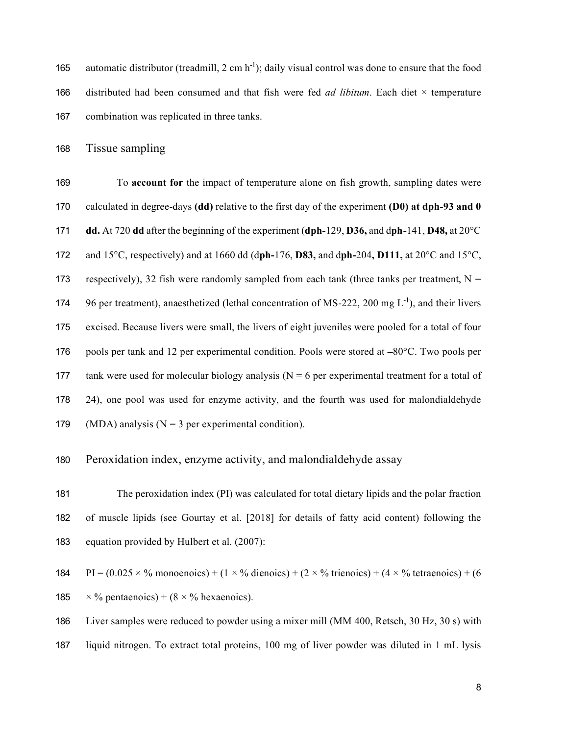automatic distributor (treadmill, 2 cm $h^{-1}$); daily visual control was done to ensure that the food distributed had been consumed and that fish were fed *ad libitum*. Each diet × temperature combination was replicated in three tanks.

## Tissue sampling

To **account for** the impact of temperature alone on fish growth, sampling dates were calculated in degree-days **(dd)** relative to the first day of the experiment **(D0) at dph-93 and 0 dd.** At 720 **dd** after the beginning of the experiment (**dph-**129, **D36,** and d**ph-**141, **D48,** at 20°C and 15°C, respectively) and at 1660 dd (d**ph-**176, **D83,** and d**ph-**204**, D111,** at 20°C and 15°C, respectively), 32 fish were randomly sampled from each tank (three tanks per treatment, N = 96 per treatment), anaesthetized (lethal concentration of MS-222, 200 mg $L^{-1}$), and their livers excised. Because livers were small, the livers of eight juveniles were pooled for a total of four pools per tank and 12 per experimental condition. Pools were stored at –80°C. Two pools per tank were used for molecular biology analysis (N = 6 per experimental treatment for a total of 24), one pool was used for enzyme activity, and the fourth was used for malondialdehyde (MDA) analysis (N = 3 per experimental condition).

## Peroxidation index, enzyme activity, and malondialdehyde assay

The peroxidation index (PI) was calculated for total dietary lipids and the polar fraction of muscle lipids (see Gourtay et al. [2018] for details of fatty acid content) following the equation provided by Hulbert et al. (2007):

$$PI = (0.025 \times \%\ \text{monoenoics}) + (1 \times \%\ \text{dienoics}) + (2 \times \%\ \text{trienoics}) + (4 \times \%\ \text{tetraenoics}) + (6 \times \%\ \text{pentaenoics}) + (8 \times \%\ \text{hexaenoics}).$$

Liver samples were reduced to powder using a mixer mill (MM 400, Retsch, 30 Hz, 30 s) with liquid nitrogen. To extract total proteins, 100 mg of liver powder was diluted in 1 mL lysis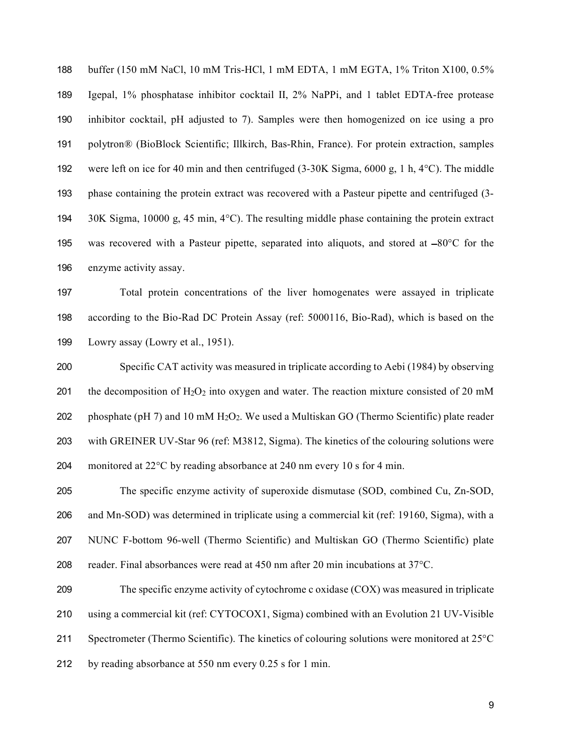buffer (150 mM NaCl, 10 mM Tris-HCl, 1 mM EDTA, 1 mM EGTA, 1% Triton X100, 0.5% Igepal, 1% phosphatase inhibitor cocktail II, 2% NaPPi, and 1 tablet EDTA-free protease inhibitor cocktail, pH adjusted to 7). Samples were then homogenized on ice using a pro polytron® (BioBlock Scientific; Illkirch, Bas-Rhin, France). For protein extraction, samples were left on ice for 40 min and then centrifuged (3-30K Sigma, 6000 g, 1 h, 4°C). The middle phase containing the protein extract was recovered with a Pasteur pipette and centrifuged (3-30K Sigma, 10000 g, 45 min, 4°C). The resulting middle phase containing the protein extract was recovered with a Pasteur pipette, separated into aliquots, and stored at −80°C for the enzyme activity assay.

Total protein concentrations of the liver homogenates were assayed in triplicate according to the Bio-Rad DC Protein Assay (ref: 5000116, Bio-Rad), which is based on the Lowry assay (Lowry et al., 1951).

Specific CAT activity was measured in triplicate according to Aebi (1984) by observing the decomposition of $H_2O_2$ into oxygen and water. The reaction mixture consisted of 20 mM phosphate (pH 7) and 10 mM $H_2O_2$. We used a Multiskan GO (Thermo Scientific) plate reader with GREINER UV-Star 96 (ref: M3812, Sigma). The kinetics of the colouring solutions were monitored at 22°C by reading absorbance at 240 nm every 10 s for 4 min.

The specific enzyme activity of superoxide dismutase (SOD, combined Cu, Zn-SOD, and Mn-SOD) was determined in triplicate using a commercial kit (ref: 19160, Sigma), with a NUNC F-bottom 96-well (Thermo Scientific) and Multiskan GO (Thermo Scientific) plate reader. Final absorbances were read at 450 nm after 20 min incubations at 37°C.

The specific enzyme activity of cytochrome c oxidase (COX) was measured in triplicate using a commercial kit (ref: CYTOCOX1, Sigma) combined with an Evolution 21 UV-Visible Spectrometer (Thermo Scientific). The kinetics of colouring solutions were monitored at 25°C by reading absorbance at 550 nm every 0.25 s for 1 min.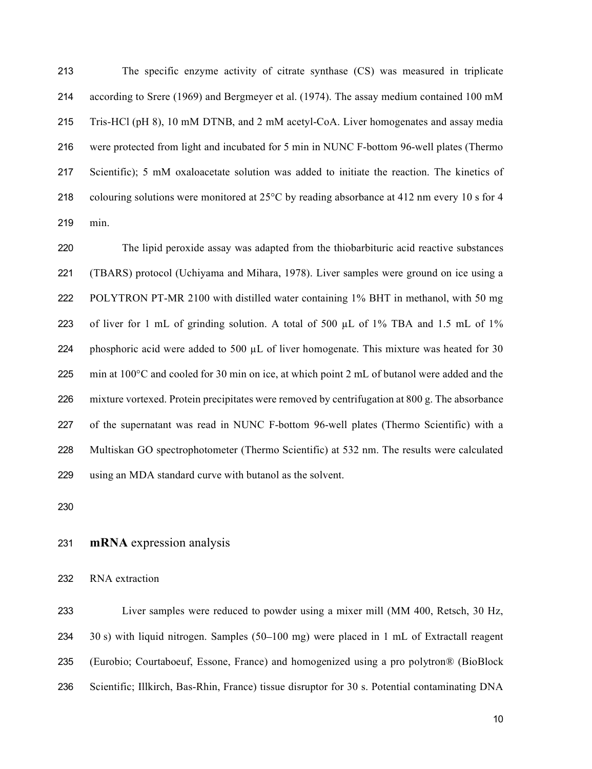The specific enzyme activity of citrate synthase (CS) was measured in triplicate according to Srere (1969) and Bergmeyer et al. (1974). The assay medium contained 100 mM Tris-HCl (pH 8), 10 mM DTNB, and 2 mM acetyl-CoA. Liver homogenates and assay media were protected from light and incubated for 5 min in NUNC F-bottom 96-well plates (Thermo Scientific); 5 mM oxaloacetate solution was added to initiate the reaction. The kinetics of colouring solutions were monitored at 25°C by reading absorbance at 412 nm every 10 s for 4 min.

The lipid peroxide assay was adapted from the thiobarbituric acid reactive substances (TBARS) protocol (Uchiyama and Mihara, 1978). Liver samples were ground on ice using a POLYTRON PT-MR 2100 with distilled water containing 1% BHT in methanol, with 50 mg of liver for 1 mL of grinding solution. A total of 500 µL of 1% TBA and 1.5 mL of 1% phosphoric acid were added to 500 µL of liver homogenate. This mixture was heated for 30 min at 100°C and cooled for 30 min on ice, at which point 2 mL of butanol were added and the mixture vortexed. Protein precipitates were removed by centrifugation at 800 g. The absorbance of the supernatant was read in NUNC F-bottom 96-well plates (Thermo Scientific) with a Multiskan GO spectrophotometer (Thermo Scientific) at 532 nm. The results were calculated using an MDA standard curve with butanol as the solvent.

## **mRNA** expression analysis

### RNA extraction

Liver samples were reduced to powder using a mixer mill (MM 400, Retsch, 30 Hz, 30 s) with liquid nitrogen. Samples (50–100 mg) were placed in 1 mL of Extractall reagent (Eurobio; Courtaboeuf, Essone, France) and homogenized using a pro polytron® (BioBlock Scientific; Illkirch, Bas-Rhin, France) tissue disruptor for 30 s. Potential contaminating DNA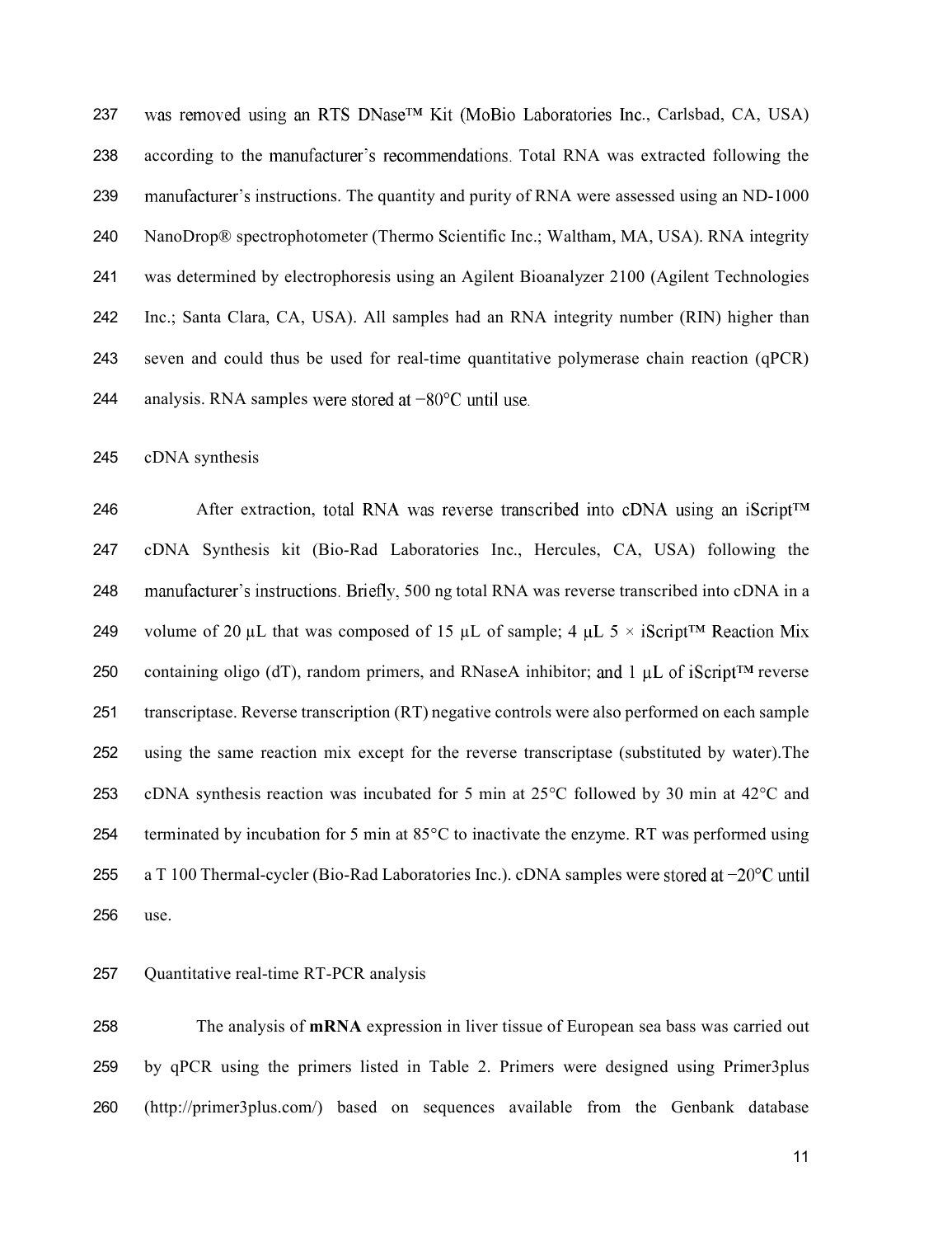was removed using an RTS DNase™ Kit (MoBio Laboratories Inc., Carlsbad, CA, USA) according to the manufacturer's recommendations. Total RNA was extracted following the manufacturer's instructions. The quantity and purity of RNA were assessed using an ND-1000 NanoDrop® spectrophotometer (Thermo Scientific Inc.; Waltham, MA, USA). RNA integrity was determined by electrophoresis using an Agilent Bioanalyzer 2100 (Agilent Technologies Inc.; Santa Clara, CA, USA). All samples had an RNA integrity number (RIN) higher than seven and could thus be used for real-time quantitative polymerase chain reaction (qPCR) analysis. RNA samples were stored at −80°C until use.

cDNA synthesis

After extraction, total RNA was reverse transcribed into cDNA using an iScript™ cDNA Synthesis kit (Bio-Rad Laboratories Inc., Hercules, CA, USA) following the manufacturer's instructions. Briefly, 500 ng total RNA was reverse transcribed into cDNA in a volume of 20 μL that was composed of 15 μL of sample; 4 μL 5 × iScript™ Reaction Mix containing oligo (dT), random primers, and RNaseA inhibitor; and 1 μL of iScript™ reverse transcriptase. Reverse transcription (RT) negative controls were also performed on each sample using the same reaction mix except for the reverse transcriptase (substituted by water).The cDNA synthesis reaction was incubated for 5 min at 25°C followed by 30 min at 42°C and terminated by incubation for 5 min at 85°C to inactivate the enzyme. RT was performed using a T 100 Thermal-cycler (Bio-Rad Laboratories Inc.). cDNA samples were stored at −20°C until use.

Quantitative real-time RT-PCR analysis

The analysis of **mRNA** expression in liver tissue of European sea bass was carried out by qPCR using the primers listed in Table 2. Primers were designed using Primer3plus (http://primer3plus.com/) based on sequences available from the Genbank database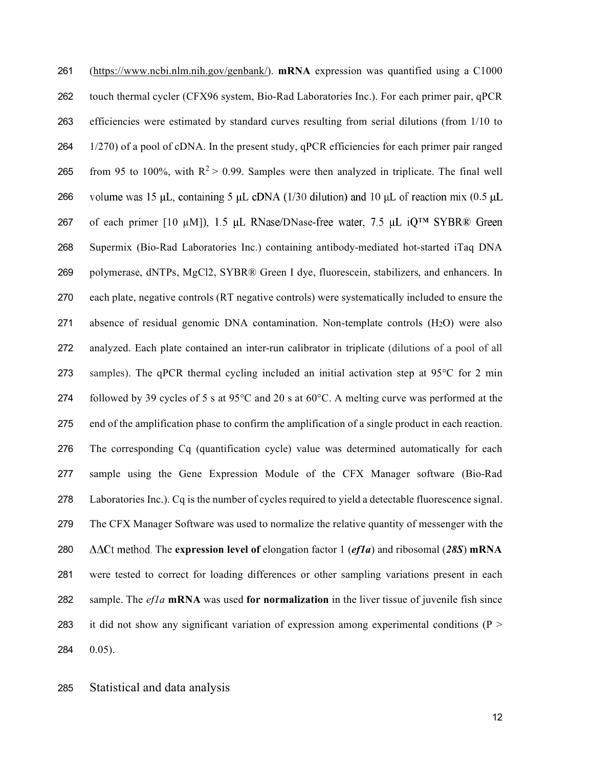(https://www.ncbi.nlm.nih.gov/genbank/). **mRNA** expression was quantified using a C1000 touch thermal cycler (CFX96 system, Bio-Rad Laboratories Inc.). For each primer pair, qPCR efficiencies were estimated by standard curves resulting from serial dilutions (from 1/10 to 1/270) of a pool of cDNA. In the present study, qPCR efficiencies for each primer pair ranged from 95 to 100%, with $R^2 > 0.99$. Samples were then analyzed in triplicate. The final well volume was 15 μL, containing 5 μL cDNA (1/30 dilution) and 10 μL of reaction mix (0.5 μL of each primer [10 μM]), 1.5 μL RNase/DNase-free water, 7.5 μL iQ™ SYBR® Green Supermix (Bio-Rad Laboratories Inc.) containing antibody-mediated hot-started iTaq DNA polymerase, dNTPs, $MgCl_2$, SYBR® Green I dye, fluorescein, stabilizers, and enhancers. In each plate, negative controls (RT negative controls) were systematically included to ensure the absence of residual genomic DNA contamination. Non-template controls ($H_2O$) were also analyzed. Each plate contained an inter-run calibrator in triplicate (dilutions of a pool of all samples). The qPCR thermal cycling included an initial activation step at 95°C for 2 min followed by 39 cycles of 5 s at 95°C and 20 s at 60°C. A melting curve was performed at the end of the amplification phase to confirm the amplification of a single product in each reaction. The corresponding Cq (quantification cycle) value was determined automatically for each sample using the Gene Expression Module of the CFX Manager software (Bio-Rad Laboratories Inc.). Cq is the number of cycles required to yield a detectable fluorescence signal. The CFX Manager Software was used to normalize the relative quantity of messenger with the $\Delta\Delta$Ct method. The **expression level of** elongation factor 1 (***ef1a***) and ribosomal (***28S***) **mRNA** were tested to correct for loading differences or other sampling variations present in each sample. The *ef1a* **mRNA** was used **for normalization** in the liver tissue of juvenile fish since it did not show any significant variation of expression among experimental conditions ($P > 0.05$).

## Statistical and data analysis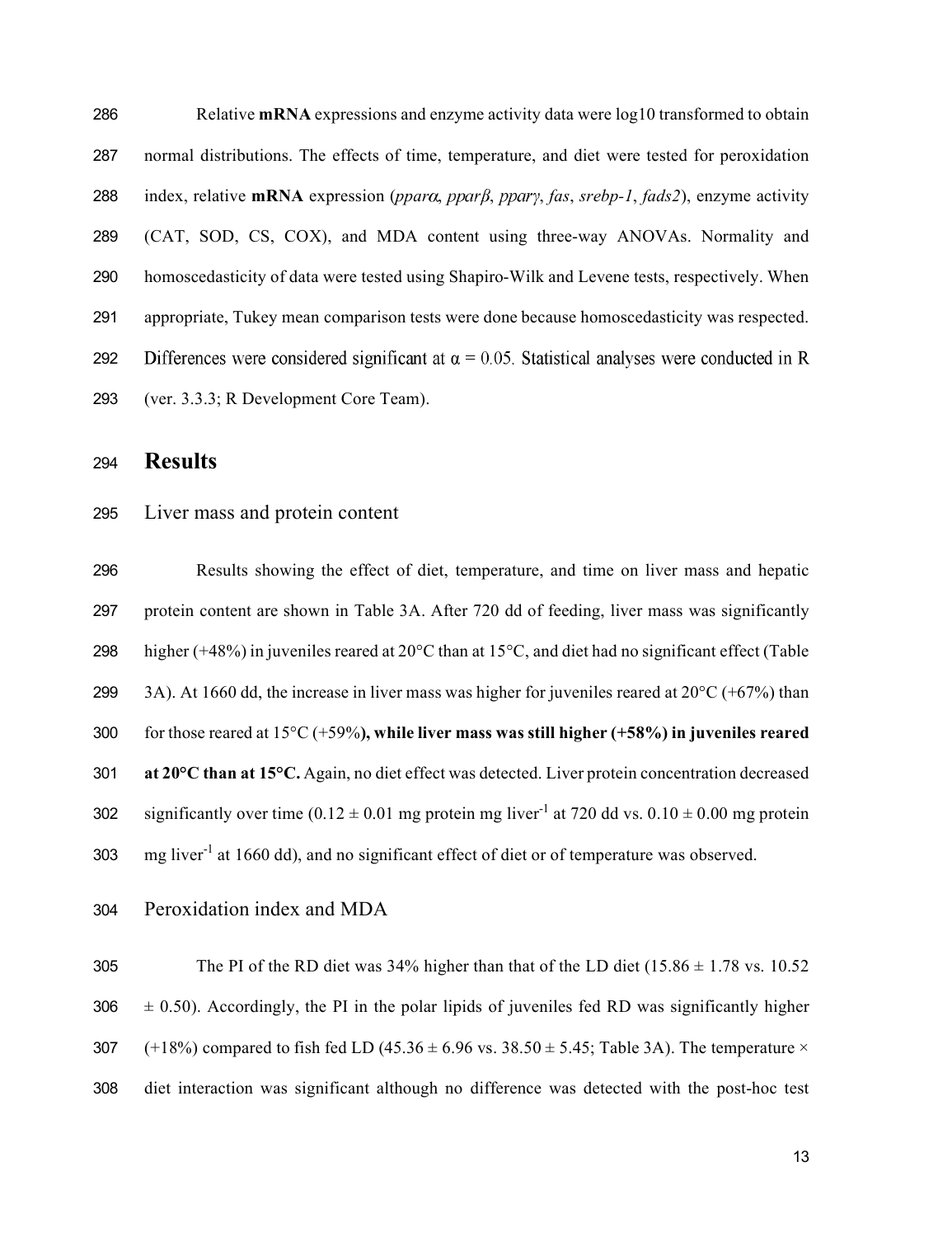Relative **mRNA** expressions and enzyme activity data were log10 transformed to obtain normal distributions. The effects of time, temperature, and diet were tested for peroxidation index, relative **mRNA** expression (*pparα*, *pparβ*, *pparγ*, *fas*, *srebp-1*, *fads2*), enzyme activity (CAT, SOD, CS, COX), and MDA content using three-way ANOVAs. Normality and homoscedasticity of data were tested using Shapiro-Wilk and Levene tests, respectively. When appropriate, Tukey mean comparison tests were done because homoscedasticity was respected. Differences were considered significant at $\alpha = 0.05$. Statistical analyses were conducted in R (ver. 3.3.3; R Development Core Team).

# Results

## Liver mass and protein content

Results showing the effect of diet, temperature, and time on liver mass and hepatic protein content are shown in Table 3A. After 720 dd of feeding, liver mass was significantly higher (+48%) in juveniles reared at 20°C than at 15°C, and diet had no significant effect (Table 3A). At 1660 dd, the increase in liver mass was higher for juveniles reared at 20°C (+67%) than for those reared at 15°C (+59%**), while liver mass was still higher (+58%) in juveniles reared at 20°C than at 15°C.** Again, no diet effect was detected. Liver protein concentration decreased significantly over time (0.12 ± 0.01 mg protein mg liver$^{-1}$ at 720 dd vs. 0.10 ± 0.00 mg protein mg liver$^{-1}$ at 1660 dd), and no significant effect of diet or of temperature was observed.

## Peroxidation index and MDA

The PI of the RD diet was 34% higher than that of the LD diet (15.86 ± 1.78 vs. 10.52 ± 0.50). Accordingly, the PI in the polar lipids of juveniles fed RD was significantly higher (+18%) compared to fish fed LD (45.36 ± 6.96 vs. 38.50 ± 5.45; Table 3A). The temperature × diet interaction was significant although no difference was detected with the post-hoc test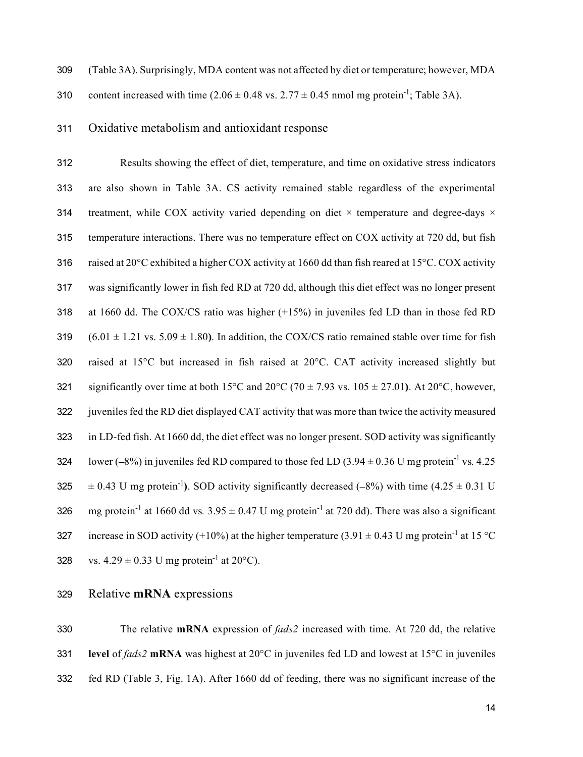(Table 3A). Surprisingly, MDA content was not affected by diet or temperature; however, MDA content increased with time ($2.06 \pm 0.48$ vs. $2.77 \pm 0.45$ nmol mg protein$^{-1}$; Table 3A).

## Oxidative metabolism and antioxidant response

Results showing the effect of diet, temperature, and time on oxidative stress indicators are also shown in Table 3A. CS activity remained stable regardless of the experimental treatment, while COX activity varied depending on diet × temperature and degree-days × temperature interactions. There was no temperature effect on COX activity at 720 dd, but fish raised at 20°C exhibited a higher COX activity at 1660 dd than fish reared at 15°C. COX activity was significantly lower in fish fed RD at 720 dd, although this diet effect was no longer present at 1660 dd. The COX/CS ratio was higher (+15%) in juveniles fed LD than in those fed RD ($6.01 \pm 1.21$ vs. $5.09 \pm 1.80$**)**. In addition, the COX/CS ratio remained stable over time for fish raised at 15°C but increased in fish raised at 20°C. CAT activity increased slightly but significantly over time at both 15°C and 20°C ($70 \pm 7.93$ vs. $105 \pm 27.01$**)**. At 20°C, however, juveniles fed the RD diet displayed CAT activity that was more than twice the activity measured in LD-fed fish. At 1660 dd, the diet effect was no longer present. SOD activity was significantly lower (–8%) in juveniles fed RD compared to those fed LD ($3.94 \pm 0.36$ U mg protein$^{-1}$ vs*.* $4.25 \pm 0.43$ U mg protein$^{-1}$**)**. SOD activity significantly decreased (–8%) with time ($4.25 \pm 0.31$ U mg protein$^{-1}$ at 1660 dd vs*.* $3.95 \pm 0.47$ U mg protein$^{-1}$ at 720 dd). There was also a significant increase in SOD activity (+10%) at the higher temperature ($3.91 \pm 0.43$ U mg protein$^{-1}$ at 15 °C vs. $4.29 \pm 0.33$ U mg protein$^{-1}$ at 20°C).

## Relative **mRNA** expressions

The relative **mRNA** expression of *fads2* increased with time. At 720 dd, the relative **level** of *fads2* **mRNA** was highest at 20°C in juveniles fed LD and lowest at 15°C in juveniles fed RD (Table 3, Fig. 1A). After 1660 dd of feeding, there was no significant increase of the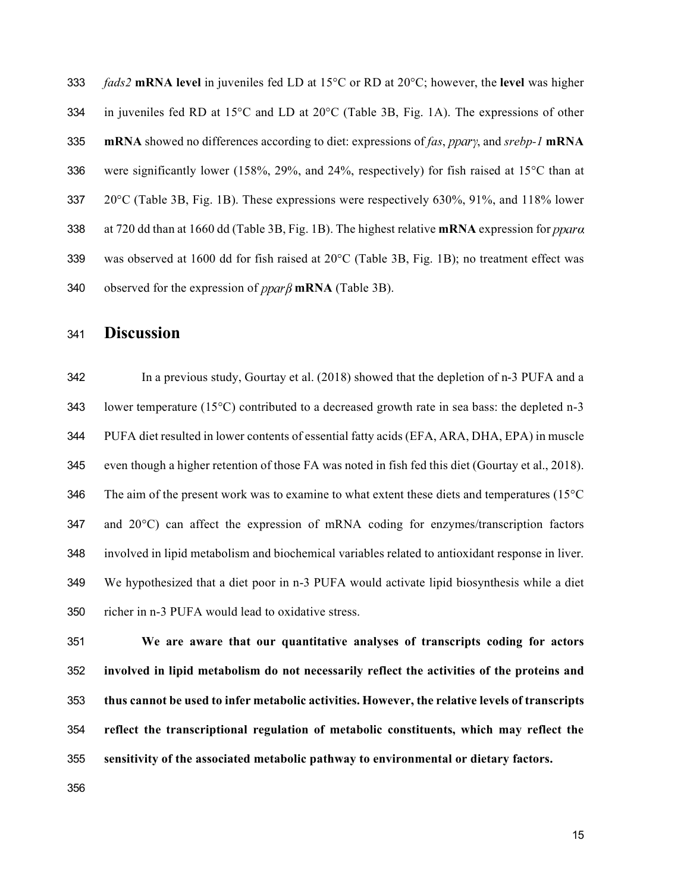*fads2* **mRNA level** in juveniles fed LD at 15°C or RD at 20°C; however, the **level** was higher in juveniles fed RD at 15°C and LD at 20°C (Table 3B, Fig. 1A). The expressions of other **mRNA** showed no differences according to diet: expressions of *fas*, *pparγ*, and *srebp-1* **mRNA** were significantly lower (158%, 29%, and 24%, respectively) for fish raised at 15°C than at 20°C (Table 3B, Fig. 1B). These expressions were respectively 630%, 91%, and 118% lower at 720 dd than at 1660 dd (Table 3B, Fig. 1B). The highest relative **mRNA** expression for *pparα* was observed at 1600 dd for fish raised at 20°C (Table 3B, Fig. 1B); no treatment effect was observed for the expression of *pparβ* **mRNA** (Table 3B).

# Discussion

In a previous study, Gourtay et al. (2018) showed that the depletion of n-3 PUFA and a lower temperature (15°C) contributed to a decreased growth rate in sea bass: the depleted n-3 PUFA diet resulted in lower contents of essential fatty acids (EFA, ARA, DHA, EPA) in muscle even though a higher retention of those FA was noted in fish fed this diet (Gourtay et al., 2018). The aim of the present work was to examine to what extent these diets and temperatures (15°C and 20°C) can affect the expression of mRNA coding for enzymes/transcription factors involved in lipid metabolism and biochemical variables related to antioxidant response in liver. We hypothesized that a diet poor in n-3 PUFA would activate lipid biosynthesis while a diet richer in n-3 PUFA would lead to oxidative stress.

**We are aware that our quantitative analyses of transcripts coding for actors involved in lipid metabolism do not necessarily reflect the activities of the proteins and thus cannot be used to infer metabolic activities. However, the relative levels of transcripts reflect the transcriptional regulation of metabolic constituents, which may reflect the sensitivity of the associated metabolic pathway to environmental or dietary factors.**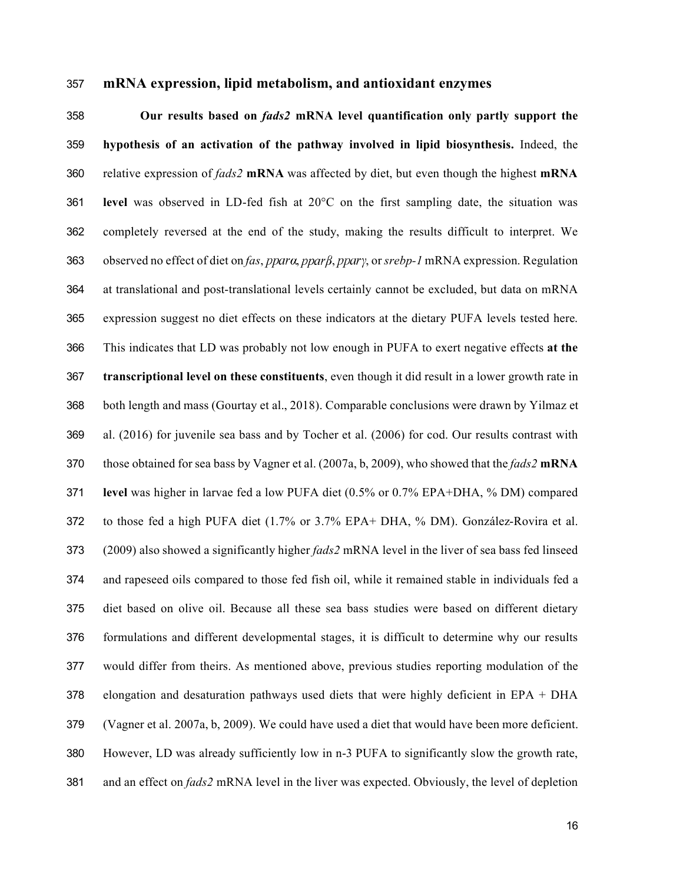### mRNA expression, lipid metabolism, and antioxidant enzymes

**Our results based on *fads2* mRNA level quantification only partly support the hypothesis of an activation of the pathway involved in lipid biosynthesis.** Indeed, the relative expression of *fads2* **mRNA** was affected by diet, but even though the highest **mRNA level** was observed in LD-fed fish at 20°C on the first sampling date, the situation was completely reversed at the end of the study, making the results difficult to interpret. We observed no effect of diet on *fas*, *pparα*, *pparβ*, *pparγ*, or *srebp-1* mRNA expression. Regulation at translational and post-translational levels certainly cannot be excluded, but data on mRNA expression suggest no diet effects on these indicators at the dietary PUFA levels tested here. This indicates that LD was probably not low enough in PUFA to exert negative effects **at the transcriptional level on these constituents**, even though it did result in a lower growth rate in both length and mass (Gourtay et al., 2018). Comparable conclusions were drawn by Yilmaz et al. (2016) for juvenile sea bass and by Tocher et al. (2006) for cod. Our results contrast with those obtained for sea bass by Vagner et al. (2007a, b, 2009), who showed that the *fads2* **mRNA level** was higher in larvae fed a low PUFA diet (0.5% or 0.7% EPA+DHA, % DM) compared to those fed a high PUFA diet (1.7% or 3.7% EPA+ DHA, % DM). González-Rovira et al. (2009) also showed a significantly higher *fads2* mRNA level in the liver of sea bass fed linseed and rapeseed oils compared to those fed fish oil, while it remained stable in individuals fed a diet based on olive oil. Because all these sea bass studies were based on different dietary formulations and different developmental stages, it is difficult to determine why our results would differ from theirs. As mentioned above, previous studies reporting modulation of the elongation and desaturation pathways used diets that were highly deficient in EPA + DHA (Vagner et al. 2007a, b, 2009). We could have used a diet that would have been more deficient. However, LD was already sufficiently low in n-3 PUFA to significantly slow the growth rate, and an effect on *fads2* mRNA level in the liver was expected. Obviously, the level of depletion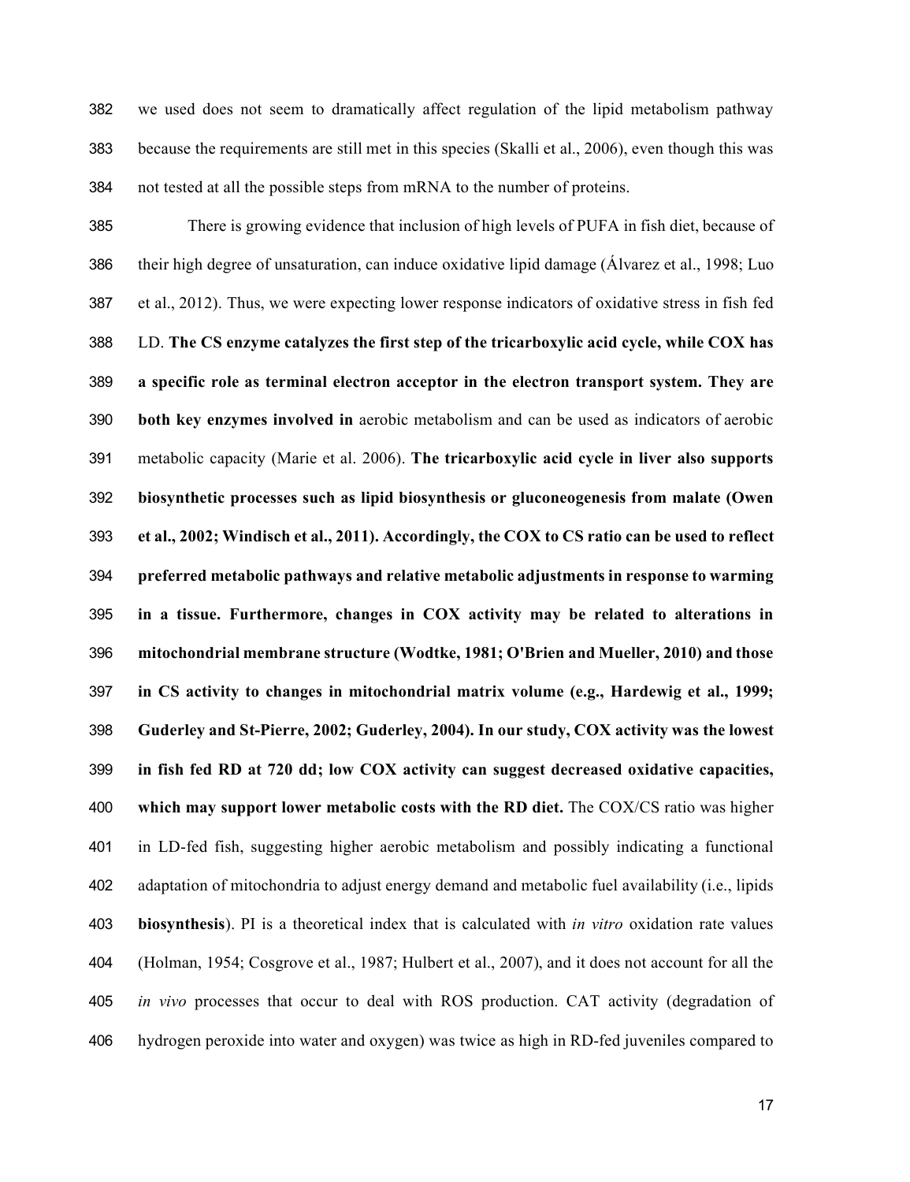we used does not seem to dramatically affect regulation of the lipid metabolism pathway because the requirements are still met in this species (Skalli et al., 2006), even though this was not tested at all the possible steps from mRNA to the number of proteins.

There is growing evidence that inclusion of high levels of PUFA in fish diet, because of their high degree of unsaturation, can induce oxidative lipid damage (Álvarez et al., 1998; Luo et al., 2012). Thus, we were expecting lower response indicators of oxidative stress in fish fed LD. **The CS enzyme catalyzes the first step of the tricarboxylic acid cycle, while COX has a specific role as terminal electron acceptor in the electron transport system. They are both key enzymes involved in** aerobic metabolism and can be used as indicators of aerobic metabolic capacity (Marie et al. 2006). **The tricarboxylic acid cycle in liver also supports biosynthetic processes such as lipid biosynthesis or gluconeogenesis from malate (Owen et al., 2002; Windisch et al., 2011). Accordingly, the COX to CS ratio can be used to reflect preferred metabolic pathways and relative metabolic adjustments in response to warming in a tissue. Furthermore, changes in COX activity may be related to alterations in mitochondrial membrane structure (Wodtke, 1981; O'Brien and Mueller, 2010) and those in CS activity to changes in mitochondrial matrix volume (e.g., Hardewig et al., 1999; Guderley and St-Pierre, 2002; Guderley, 2004). In our study, COX activity was the lowest in fish fed RD at 720 dd; low COX activity can suggest decreased oxidative capacities, which may support lower metabolic costs with the RD diet.** The COX/CS ratio was higher in LD-fed fish, suggesting higher aerobic metabolism and possibly indicating a functional adaptation of mitochondria to adjust energy demand and metabolic fuel availability (i.e., lipids **biosynthesis**). PI is a theoretical index that is calculated with *in vitro* oxidation rate values (Holman, 1954; Cosgrove et al., 1987; Hulbert et al., 2007), and it does not account for all the *in vivo* processes that occur to deal with ROS production. CAT activity (degradation of hydrogen peroxide into water and oxygen) was twice as high in RD-fed juveniles compared to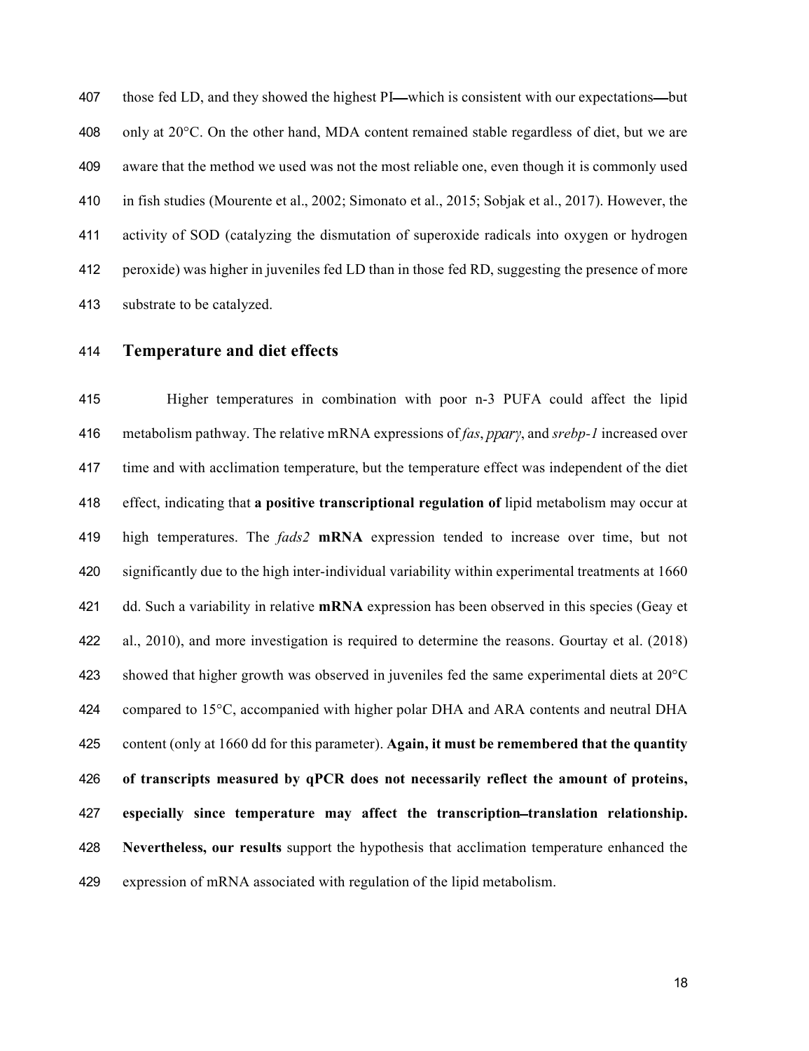those fed LD, and they showed the highest PI—which is consistent with our expectations—but only at 20°C. On the other hand, MDA content remained stable regardless of diet, but we are aware that the method we used was not the most reliable one, even though it is commonly used in fish studies (Mourente et al., 2002; Simonato et al., 2015; Sobjak et al., 2017). However, the activity of SOD (catalyzing the dismutation of superoxide radicals into oxygen or hydrogen peroxide) was higher in juveniles fed LD than in those fed RD, suggesting the presence of more substrate to be catalyzed.

## Temperature and diet effects

Higher temperatures in combination with poor n-3 PUFA could affect the lipid metabolism pathway. The relative mRNA expressions of *fas*, *pparγ*, and *srebp-1* increased over time and with acclimation temperature, but the temperature effect was independent of the diet effect, indicating that **a positive transcriptional regulation of** lipid metabolism may occur at high temperatures. The *fads2* **mRNA** expression tended to increase over time, but not significantly due to the high inter-individual variability within experimental treatments at 1660 dd. Such a variability in relative **mRNA** expression has been observed in this species (Geay et al., 2010), and more investigation is required to determine the reasons. Gourtay et al. (2018) showed that higher growth was observed in juveniles fed the same experimental diets at 20°C compared to 15°C, accompanied with higher polar DHA and ARA contents and neutral DHA content (only at 1660 dd for this parameter). **Again, it must be remembered that the quantity of transcripts measured by qPCR does not necessarily reflect the amount of proteins, especially since temperature may affect the transcription–translation relationship. Nevertheless, our results** support the hypothesis that acclimation temperature enhanced the expression of mRNA associated with regulation of the lipid metabolism.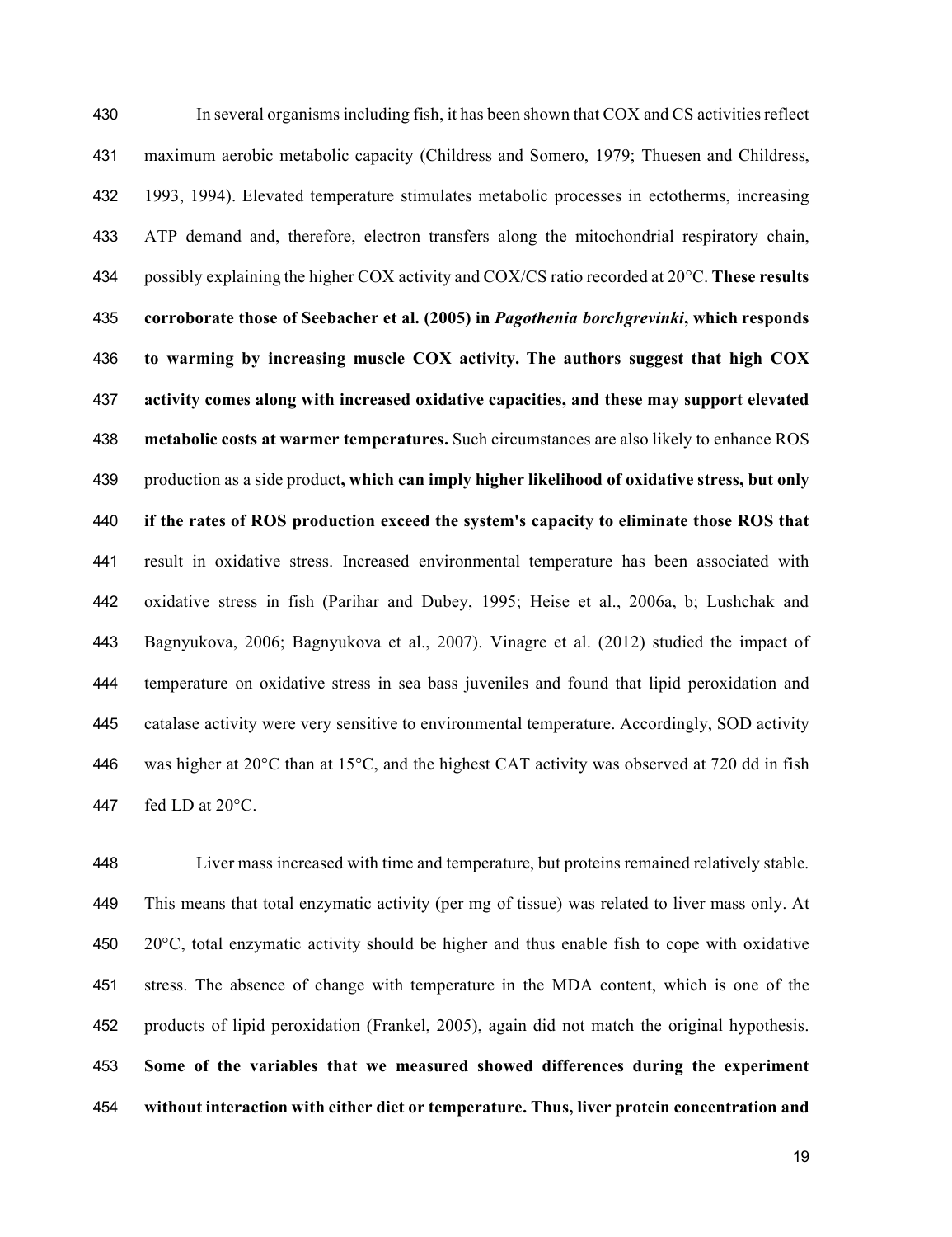In several organisms including fish, it has been shown that COX and CS activities reflect maximum aerobic metabolic capacity (Childress and Somero, 1979; Thuesen and Childress, 1993, 1994). Elevated temperature stimulates metabolic processes in ectotherms, increasing ATP demand and, therefore, electron transfers along the mitochondrial respiratory chain, possibly explaining the higher COX activity and COX/CS ratio recorded at 20°C. **These results corroborate those of Seebacher et al. (2005) in *Pagothenia borchgrevinki*, which responds to warming by increasing muscle COX activity. The authors suggest that high COX activity comes along with increased oxidative capacities, and these may support elevated metabolic costs at warmer temperatures.** Such circumstances are also likely to enhance ROS production as a side product**, which can imply higher likelihood of oxidative stress, but only if the rates of ROS production exceed the system's capacity to eliminate those ROS that** result in oxidative stress. Increased environmental temperature has been associated with oxidative stress in fish (Parihar and Dubey, 1995; Heise et al., 2006a, b; Lushchak and Bagnyukova, 2006; Bagnyukova et al., 2007). Vinagre et al. (2012) studied the impact of temperature on oxidative stress in sea bass juveniles and found that lipid peroxidation and catalase activity were very sensitive to environmental temperature. Accordingly, SOD activity was higher at 20°C than at 15°C, and the highest CAT activity was observed at 720 dd in fish fed LD at 20°C.

Liver mass increased with time and temperature, but proteins remained relatively stable. This means that total enzymatic activity (per mg of tissue) was related to liver mass only. At 20°C, total enzymatic activity should be higher and thus enable fish to cope with oxidative stress. The absence of change with temperature in the MDA content, which is one of the products of lipid peroxidation (Frankel, 2005), again did not match the original hypothesis. **Some of the variables that we measured showed differences during the experiment without interaction with either diet or temperature. Thus, liver protein concentration and**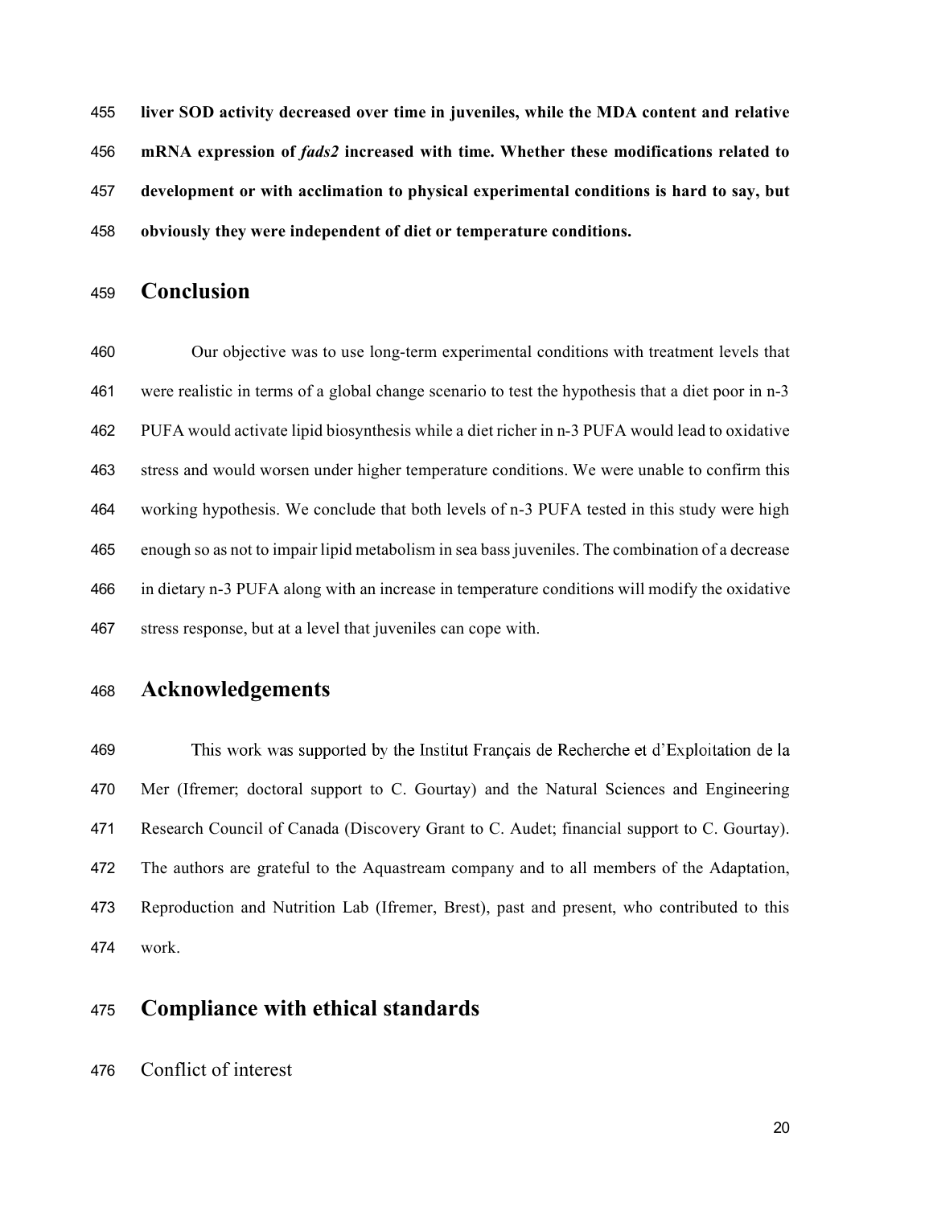**liver SOD activity decreased over time in juveniles, while the MDA content and relative mRNA expression of *fads2* increased with time. Whether these modifications related to development or with acclimation to physical experimental conditions is hard to say, but obviously they were independent of diet or temperature conditions.**

# Conclusion

Our objective was to use long-term experimental conditions with treatment levels that were realistic in terms of a global change scenario to test the hypothesis that a diet poor in n-3 PUFA would activate lipid biosynthesis while a diet richer in n-3 PUFA would lead to oxidative stress and would worsen under higher temperature conditions. We were unable to confirm this working hypothesis. We conclude that both levels of n-3 PUFA tested in this study were high enough so as not to impair lipid metabolism in sea bass juveniles. The combination of a decrease in dietary n-3 PUFA along with an increase in temperature conditions will modify the oxidative stress response, but at a level that juveniles can cope with.

# Acknowledgements

This work was supported by the Institut Français de Recherche et d'Exploitation de la Mer (Ifremer; doctoral support to C. Gourtay) and the Natural Sciences and Engineering Research Council of Canada (Discovery Grant to C. Audet; financial support to C. Gourtay). The authors are grateful to the Aquastream company and to all members of the Adaptation, Reproduction and Nutrition Lab (Ifremer, Brest), past and present, who contributed to this work.

# Compliance with ethical standards

Conflict of interest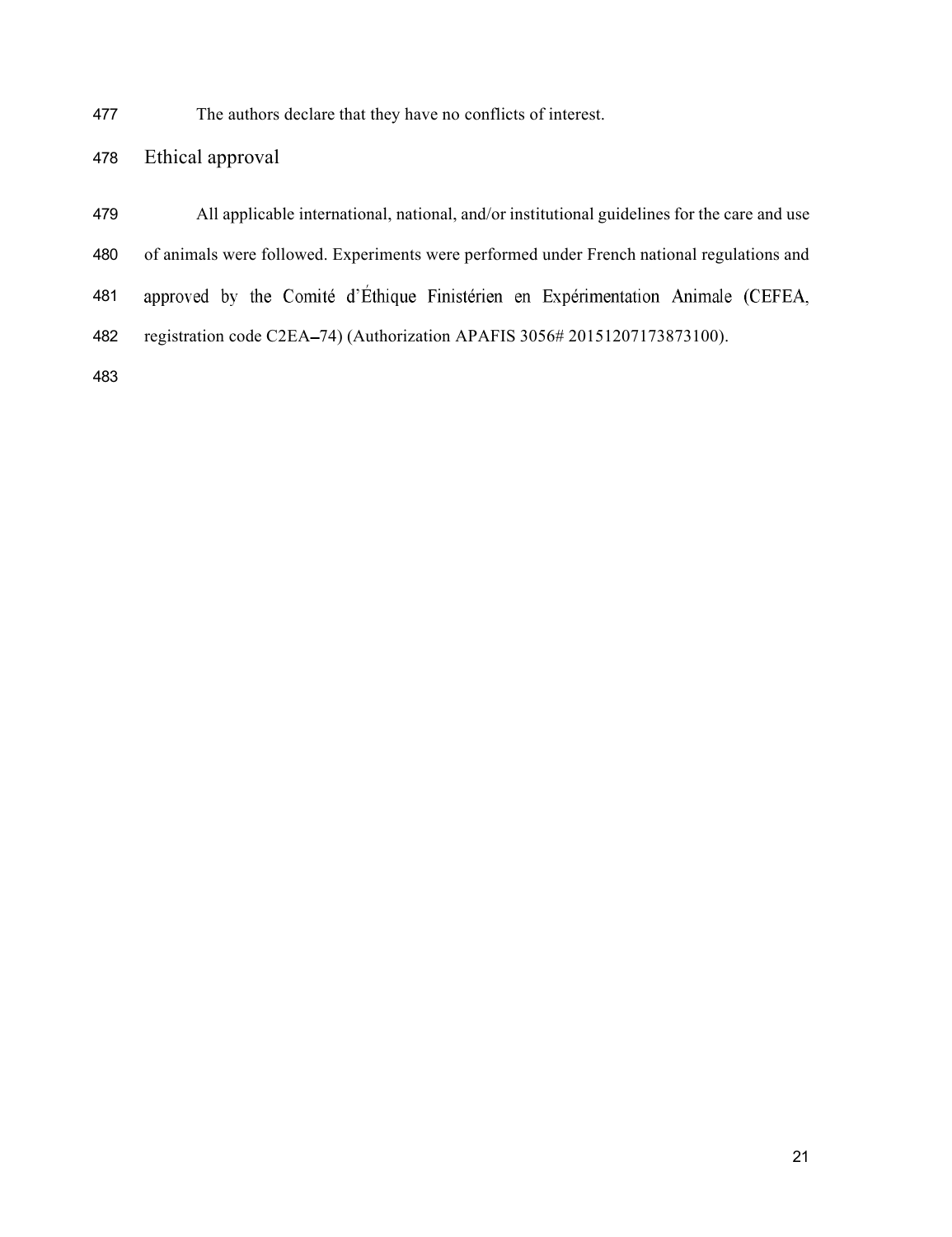The authors declare that they have no conflicts of interest.

## Ethical approval

All applicable international, national, and/or institutional guidelines for the care and use of animals were followed. Experiments were performed under French national regulations and approved by the Comité d'Éthique Finistérien en Expérimentation Animale (CEFEA, registration code C2EA–74) (Authorization APAFIS 3056# 20151207173873100).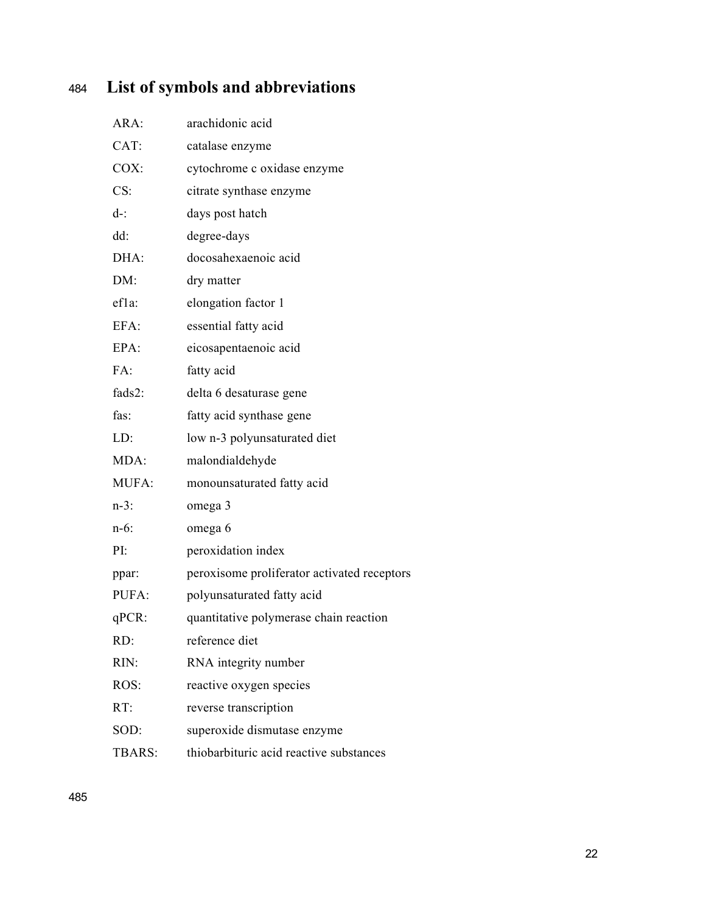## List of symbols and abbreviations

| | |
|---|---|
| ARA: | arachidonic acid |
| CAT: | catalase enzyme |
| COX: | cytochrome c oxidase enzyme |
| CS: | citrate synthase enzyme |
| d-: | days post hatch |
| dd: | degree-days |
| DHA: | docosahexaenoic acid |
| DM: | dry matter |
| ef1a: | elongation factor 1 |
| EFA: | essential fatty acid |
| EPA: | eicosapentaenoic acid |
| FA: | fatty acid |
| fads2: | delta 6 desaturase gene |
| fas: | fatty acid synthase gene |
| LD: | low n-3 polyunsaturated diet |
| MDA: | malondialdehyde |
| MUFA: | monounsaturated fatty acid |
| n-3: | omega 3 |
| n-6: | omega 6 |
| PI: | peroxidation index |
| ppar: | peroxisome proliferator activated receptors |
| PUFA: | polyunsaturated fatty acid |
| qPCR: | quantitative polymerase chain reaction |
| RD: | reference diet |
| RIN: | RNA integrity number |
| ROS: | reactive oxygen species |
| RT: | reverse transcription |
| SOD: | superoxide dismutase enzyme |
| TBARS: | thiobarbituric acid reactive substances |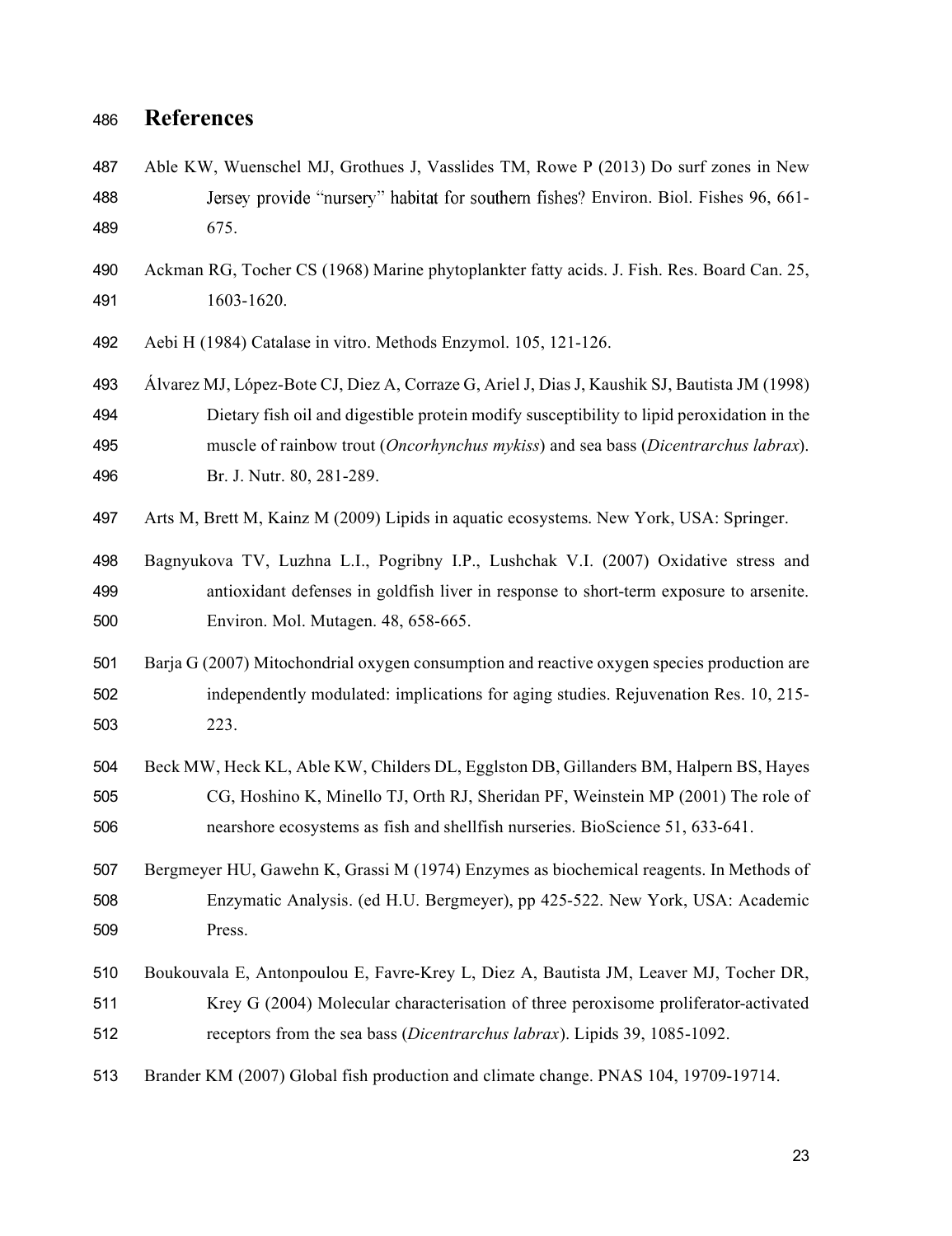# References

Able KW, Wuenschel MJ, Grothues J, Vasslides TM, Rowe P (2013) Do surf zones in New Jersey provide "nursery" habitat for southern fishes? Environ. Biol. Fishes 96, 661-675.

Ackman RG, Tocher CS (1968) Marine phytoplankter fatty acids. J. Fish. Res. Board Can. 25, 1603-1620.

Aebi H (1984) Catalase in vitro. Methods Enzymol. 105, 121-126.

Álvarez MJ, López-Bote CJ, Diez A, Corraze G, Ariel J, Dias J, Kaushik SJ, Bautista JM (1998) Dietary fish oil and digestible protein modify susceptibility to lipid peroxidation in the muscle of rainbow trout (*Oncorhynchus mykiss*) and sea bass (*Dicentrarchus labrax*). Br. J. Nutr. 80, 281-289.

Arts M, Brett M, Kainz M (2009) Lipids in aquatic ecosystems. New York, USA: Springer.

Bagnyukova TV, Luzhna L.I., Pogribny I.P., Lushchak V.I. (2007) Oxidative stress and antioxidant defenses in goldfish liver in response to short-term exposure to arsenite. Environ. Mol. Mutagen. 48, 658-665.

Barja G (2007) Mitochondrial oxygen consumption and reactive oxygen species production are independently modulated: implications for aging studies. Rejuvenation Res. 10, 215-223.

Beck MW, Heck KL, Able KW, Childers DL, Egglston DB, Gillanders BM, Halpern BS, Hayes CG, Hoshino K, Minello TJ, Orth RJ, Sheridan PF, Weinstein MP (2001) The role of nearshore ecosystems as fish and shellfish nurseries. BioScience 51, 633-641.

Bergmeyer HU, Gawehn K, Grassi M (1974) Enzymes as biochemical reagents. In Methods of Enzymatic Analysis. (ed H.U. Bergmeyer), pp 425-522. New York, USA: Academic Press.

Boukouvala E, Antonpoulou E, Favre-Krey L, Diez A, Bautista JM, Leaver MJ, Tocher DR, Krey G (2004) Molecular characterisation of three peroxisome proliferator-activated receptors from the sea bass (*Dicentrarchus labrax*). Lipids 39, 1085-1092.

Brander KM (2007) Global fish production and climate change. PNAS 104, 19709-19714.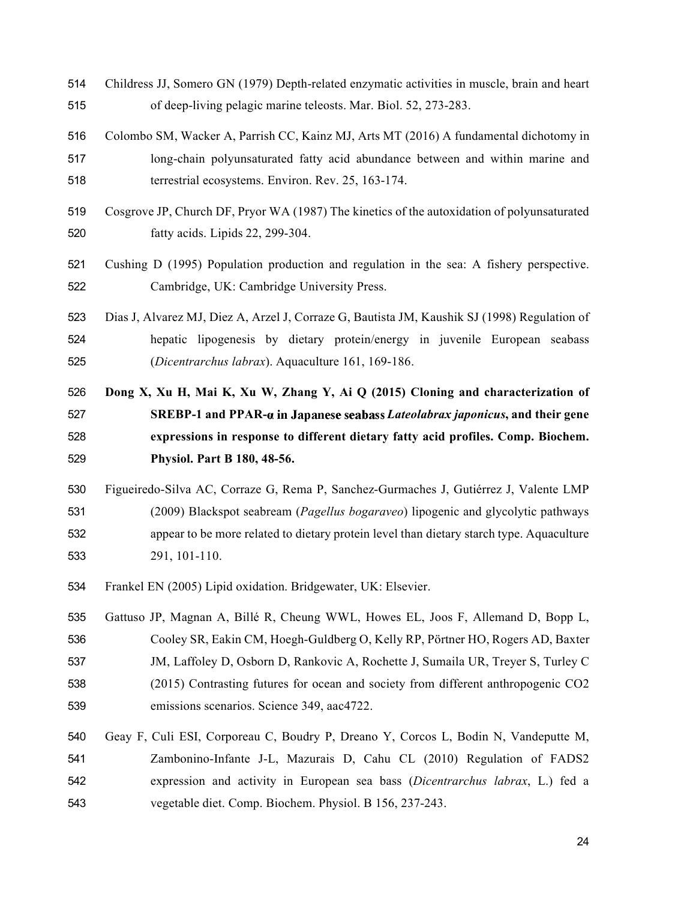Childress JJ, Somero GN (1979) Depth-related enzymatic activities in muscle, brain and heart of deep-living pelagic marine teleosts. Mar. Biol. 52, 273-283.

Colombo SM, Wacker A, Parrish CC, Kainz MJ, Arts MT (2016) A fundamental dichotomy in long-chain polyunsaturated fatty acid abundance between and within marine and terrestrial ecosystems. Environ. Rev. 25, 163-174.

Cosgrove JP, Church DF, Pryor WA (1987) The kinetics of the autoxidation of polyunsaturated fatty acids. Lipids 22, 299-304.

Cushing D (1995) Population production and regulation in the sea: A fishery perspective. Cambridge, UK: Cambridge University Press.

Dias J, Alvarez MJ, Diez A, Arzel J, Corraze G, Bautista JM, Kaushik SJ (1998) Regulation of hepatic lipogenesis by dietary protein/energy in juvenile European seabass (*Dicentrarchus labrax*). Aquaculture 161, 169-186.

**Dong X, Xu H, Mai K, Xu W, Zhang Y, Ai Q (2015) Cloning and characterization of SREBP-1 and PPAR-α in Japanese seabass *Lateolabrax japonicus*, and their gene expressions in response to different dietary fatty acid profiles. Comp. Biochem. Physiol. Part B 180, 48-56.**

Figueiredo-Silva AC, Corraze G, Rema P, Sanchez-Gurmaches J, Gutiérrez J, Valente LMP (2009) Blackspot seabream (*Pagellus bogaraveo*) lipogenic and glycolytic pathways appear to be more related to dietary protein level than dietary starch type. Aquaculture 291, 101-110.

Frankel EN (2005) Lipid oxidation. Bridgewater, UK: Elsevier.

Gattuso JP, Magnan A, Billé R, Cheung WWL, Howes EL, Joos F, Allemand D, Bopp L, Cooley SR, Eakin CM, Hoegh-Guldberg O, Kelly RP, Pörtner HO, Rogers AD, Baxter JM, Laffoley D, Osborn D, Rankovic A, Rochette J, Sumaila UR, Treyer S, Turley C (2015) Contrasting futures for ocean and society from different anthropogenic CO2 emissions scenarios. Science 349, aac4722.

Geay F, Culi ESI, Corporeau C, Boudry P, Dreano Y, Corcos L, Bodin N, Vandeputte M, Zambonino-Infante J-L, Mazurais D, Cahu CL (2010) Regulation of FADS2 expression and activity in European sea bass (*Dicentrarchus labrax*, L.) fed a vegetable diet. Comp. Biochem. Physiol. B 156, 237-243.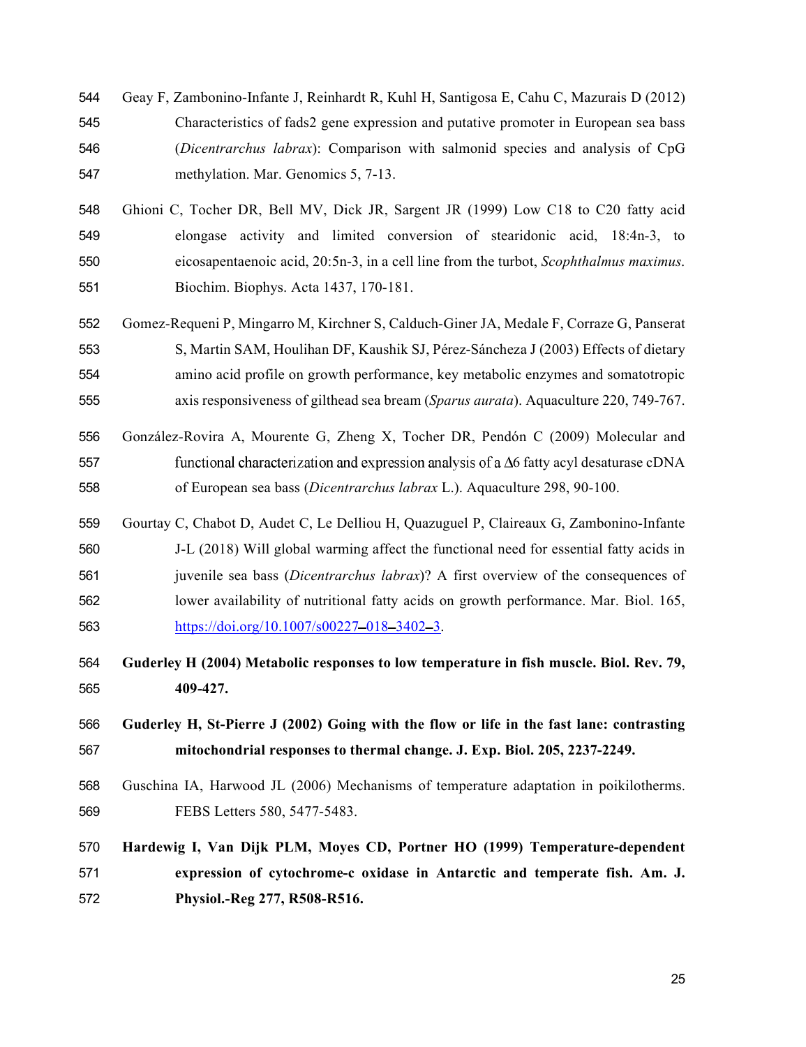544 Geay F, Zambonino-Infante J, Reinhardt R, Kuhl H, Santigosa E, Cahu C, Mazurais D (2012)
545 Characteristics of fads2 gene expression and putative promoter in European sea bass
546 (*Dicentrarchus labrax*): Comparison with salmonid species and analysis of CpG
547 methylation. Mar. Genomics 5, 7-13.

548 Ghioni C, Tocher DR, Bell MV, Dick JR, Sargent JR (1999) Low C18 to C20 fatty acid
549 elongase activity and limited conversion of stearidonic acid, 18:4n-3, to
550 eicosapentaenoic acid, 20:5n-3, in a cell line from the turbot, *Scophthalmus maximus*.
551 Biochim. Biophys. Acta 1437, 170-181.

552 Gomez-Requeni P, Mingarro M, Kirchner S, Calduch-Giner JA, Medale F, Corraze G, Panserat
553 S, Martin SAM, Houlihan DF, Kaushik SJ, Pérez-Sáncheza J (2003) Effects of dietary
554 amino acid profile on growth performance, key metabolic enzymes and somatotropic
555 axis responsiveness of gilthead sea bream (*Sparus aurata*). Aquaculture 220, 749-767.

556 González-Rovira A, Mourente G, Zheng X, Tocher DR, Pendón C (2009) Molecular and
557 functional characterization and expression analysis of a Δ6 fatty acyl desaturase cDNA
558 of European sea bass (*Dicentrarchus labrax* L.). Aquaculture 298, 90-100.

559 Gourtay C, Chabot D, Audet C, Le Delliou H, Quazuguel P, Claireaux G, Zambonino-Infante
560 J-L (2018) Will global warming affect the functional need for essential fatty acids in
561 juvenile sea bass (*Dicentrarchus labrax*)? A first overview of the consequences of
562 lower availability of nutritional fatty acids on growth performance. Mar. Biol. 165,
563 https://doi.org/10.1007/s00227–018–3402–3.

564 **Guderley H (2004) Metabolic responses to low temperature in fish muscle. Biol. Rev. 79,**
565 **409-427.**

566 **Guderley H, St-Pierre J (2002) Going with the flow or life in the fast lane: contrasting**
567 **mitochondrial responses to thermal change. J. Exp. Biol. 205, 2237-2249.**

568 Guschina IA, Harwood JL (2006) Mechanisms of temperature adaptation in poikilotherms.
569 FEBS Letters 580, 5477-5483.

570 **Hardewig I, Van Dijk PLM, Moyes CD, Portner HO (1999) Temperature-dependent**
571 **expression of cytochrome-c oxidase in Antarctic and temperate fish. Am. J.**
572 **Physiol.-Reg 277, R508-R516.**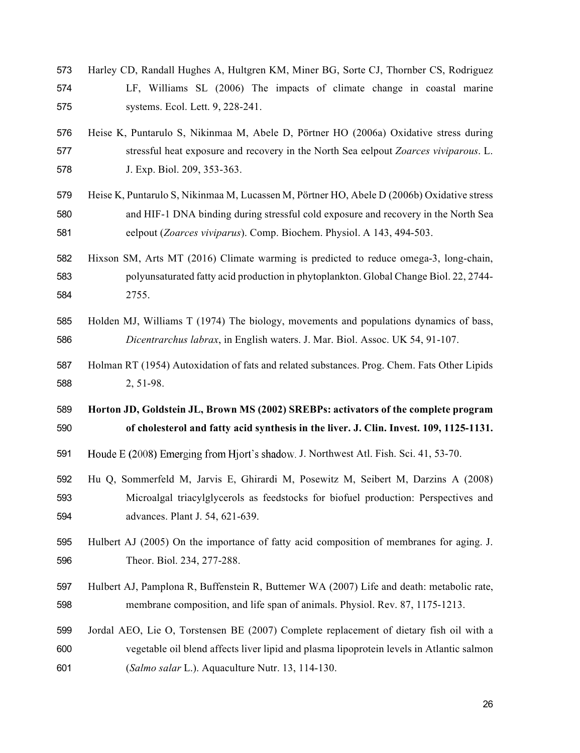Harley CD, Randall Hughes A, Hultgren KM, Miner BG, Sorte CJ, Thornber CS, Rodriguez LF, Williams SL (2006) The impacts of climate change in coastal marine systems. Ecol. Lett. 9, 228-241.

Heise K, Puntarulo S, Nikinmaa M, Abele D, Pörtner HO (2006a) Oxidative stress during stressful heat exposure and recovery in the North Sea eelpout *Zoarces viviparous*. L. J. Exp. Biol. 209, 353-363.

Heise K, Puntarulo S, Nikinmaa M, Lucassen M, Pörtner HO, Abele D (2006b) Oxidative stress and HIF-1 DNA binding during stressful cold exposure and recovery in the North Sea eelpout (*Zoarces viviparus*). Comp. Biochem. Physiol. A 143, 494-503.

Hixson SM, Arts MT (2016) Climate warming is predicted to reduce omega-3, long-chain, polyunsaturated fatty acid production in phytoplankton. Global Change Biol. 22, 2744-2755.

Holden MJ, Williams T (1974) The biology, movements and populations dynamics of bass, *Dicentrarchus labrax*, in English waters. J. Mar. Biol. Assoc. UK 54, 91-107.

Holman RT (1954) Autoxidation of fats and related substances. Prog. Chem. Fats Other Lipids 2, 51-98.

**Horton JD, Goldstein JL, Brown MS (2002) SREBPs: activators of the complete program of cholesterol and fatty acid synthesis in the liver. J. Clin. Invest. 109, 1125-1131.**

Houde E (2008) Emerging from Hjort's shadow. J. Northwest Atl. Fish. Sci. 41, 53-70.

Hu Q, Sommerfeld M, Jarvis E, Ghirardi M, Posewitz M, Seibert M, Darzins A (2008) Microalgal triacylglycerols as feedstocks for biofuel production: Perspectives and advances. Plant J. 54, 621-639.

Hulbert AJ (2005) On the importance of fatty acid composition of membranes for aging. J. Theor. Biol. 234, 277-288.

Hulbert AJ, Pamplona R, Buffenstein R, Buttemer WA (2007) Life and death: metabolic rate, membrane composition, and life span of animals. Physiol. Rev. 87, 1175-1213.

Jordal AEO, Lie O, Torstensen BE (2007) Complete replacement of dietary fish oil with a vegetable oil blend affects liver lipid and plasma lipoprotein levels in Atlantic salmon (*Salmo salar* L.). Aquaculture Nutr. 13, 114-130.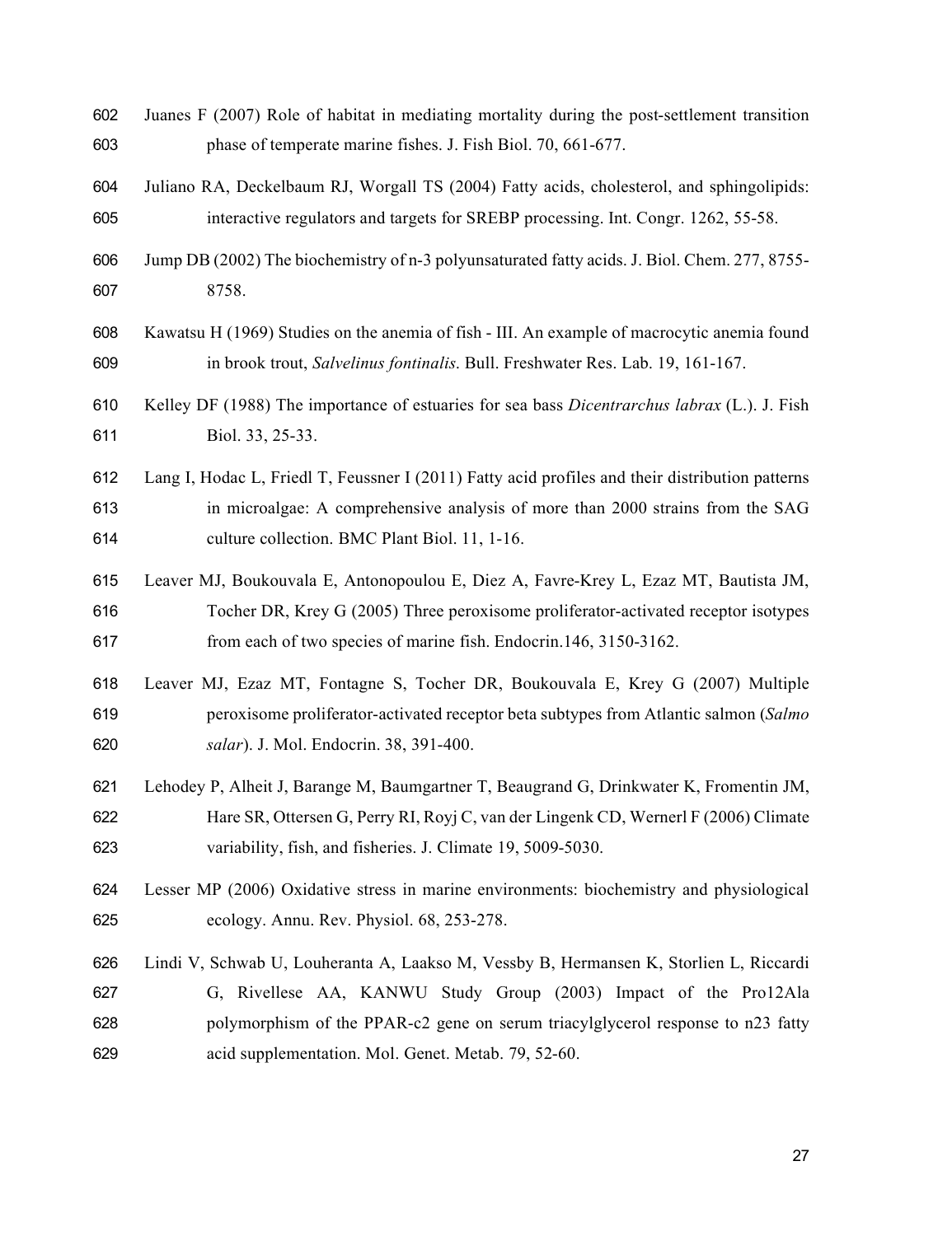602 Juanes F (2007) Role of habitat in mediating mortality during the post-settlement transition
603 phase of temperate marine fishes. J. Fish Biol. 70, 661-677.

604 Juliano RA, Deckelbaum RJ, Worgall TS (2004) Fatty acids, cholesterol, and sphingolipids:
605 interactive regulators and targets for SREBP processing. Int. Congr. 1262, 55-58.

606 Jump DB (2002) The biochemistry of n-3 polyunsaturated fatty acids. J. Biol. Chem. 277, 8755-
607 8758.

608 Kawatsu H (1969) Studies on the anemia of fish - III. An example of macrocytic anemia found
609 in brook trout, *Salvelinus fontinalis*. Bull. Freshwater Res. Lab. 19, 161-167.

610 Kelley DF (1988) The importance of estuaries for sea bass *Dicentrarchus labrax* (L.). J. Fish
611 Biol. 33, 25-33.

612 Lang I, Hodac L, Friedl T, Feussner I (2011) Fatty acid profiles and their distribution patterns
613 in microalgae: A comprehensive analysis of more than 2000 strains from the SAG
614 culture collection. BMC Plant Biol. 11, 1-16.

615 Leaver MJ, Boukouvala E, Antonopoulou E, Diez A, Favre-Krey L, Ezaz MT, Bautista JM,
616 Tocher DR, Krey G (2005) Three peroxisome proliferator-activated receptor isotypes
617 from each of two species of marine fish. Endocrin.146, 3150-3162.

618 Leaver MJ, Ezaz MT, Fontagne S, Tocher DR, Boukouvala E, Krey G (2007) Multiple
619 peroxisome proliferator-activated receptor beta subtypes from Atlantic salmon (*Salmo*
620 *salar*). J. Mol. Endocrin. 38, 391-400.

621 Lehodey P, Alheit J, Barange M, Baumgartner T, Beaugrand G, Drinkwater K, Fromentin JM,
622 Hare SR, Ottersen G, Perry RI, Royj C, van der Lingenk CD, Wernerl F (2006) Climate
623 variability, fish, and fisheries. J. Climate 19, 5009-5030.

624 Lesser MP (2006) Oxidative stress in marine environments: biochemistry and physiological
625 ecology. Annu. Rev. Physiol. 68, 253-278.

626 Lindi V, Schwab U, Louheranta A, Laakso M, Vessby B, Hermansen K, Storlien L, Riccardi
627 G, Rivellese AA, KANWU Study Group (2003) Impact of the Pro12Ala
628 polymorphism of the PPAR-c2 gene on serum triacylglycerol response to n23 fatty
629 acid supplementation. Mol. Genet. Metab. 79, 52-60.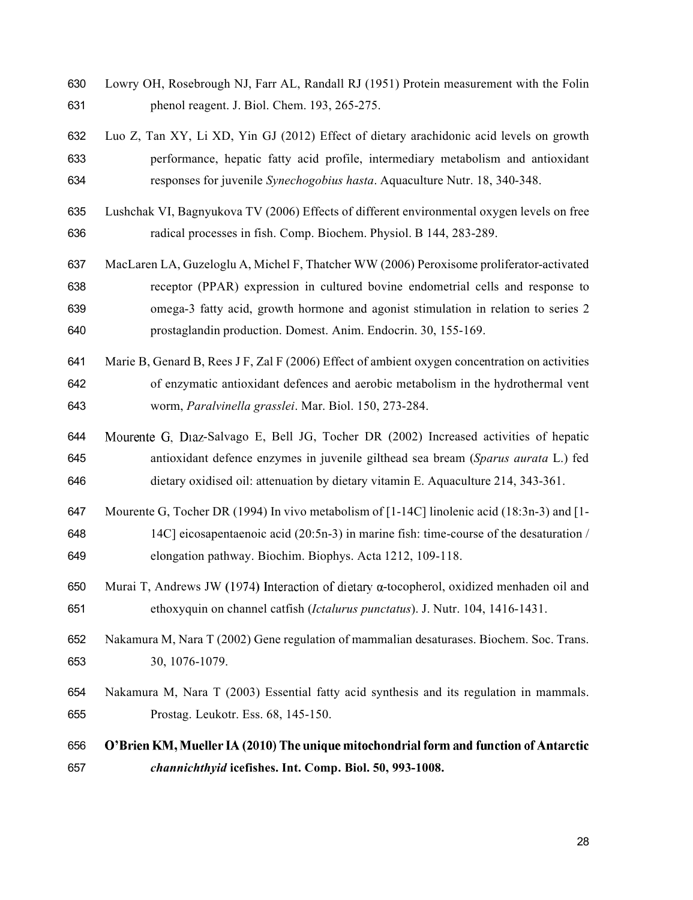Lowry OH, Rosebrough NJ, Farr AL, Randall RJ (1951) Protein measurement with the Folin phenol reagent. J. Biol. Chem. 193, 265-275.

Luo Z, Tan XY, Li XD, Yin GJ (2012) Effect of dietary arachidonic acid levels on growth performance, hepatic fatty acid profile, intermediary metabolism and antioxidant responses for juvenile *Synechogobius hasta*. Aquaculture Nutr. 18, 340-348.

Lushchak VI, Bagnyukova TV (2006) Effects of different environmental oxygen levels on free radical processes in fish. Comp. Biochem. Physiol. B 144, 283-289.

MacLaren LA, Guzeloglu A, Michel F, Thatcher WW (2006) Peroxisome proliferator-activated receptor (PPAR) expression in cultured bovine endometrial cells and response to omega-3 fatty acid, growth hormone and agonist stimulation in relation to series 2 prostaglandin production. Domest. Anim. Endocrin. 30, 155-169.

Marie B, Genard B, Rees J F, Zal F (2006) Effect of ambient oxygen concentration on activities of enzymatic antioxidant defences and aerobic metabolism in the hydrothermal vent worm, *Paralvinella grasslei*. Mar. Biol. 150, 273-284.

Mourente G, Dıaz-Salvago E, Bell JG, Tocher DR (2002) Increased activities of hepatic antioxidant defence enzymes in juvenile gilthead sea bream (*Sparus aurata* L.) fed dietary oxidised oil: attenuation by dietary vitamin E. Aquaculture 214, 343-361.

Mourente G, Tocher DR (1994) In vivo metabolism of [1-14C] linolenic acid (18:3n-3) and [1-14C] eicosapentaenoic acid (20:5n-3) in marine fish: time-course of the desaturation / elongation pathway. Biochim. Biophys. Acta 1212, 109-118.

Murai T, Andrews JW (1974) Interaction of dietary α-tocopherol, oxidized menhaden oil and ethoxyquin on channel catfish (*Ictalurus punctatus*). J. Nutr. 104, 1416-1431.

Nakamura M, Nara T (2002) Gene regulation of mammalian desaturases. Biochem. Soc. Trans. 30, 1076-1079.

Nakamura M, Nara T (2003) Essential fatty acid synthesis and its regulation in mammals. Prostag. Leukotr. Ess. 68, 145-150.

**O'Brien KM, Mueller IA (2010) The unique mitochondrial form and function of Antarctic *channichthyid* icefishes. Int. Comp. Biol. 50, 993-1008.**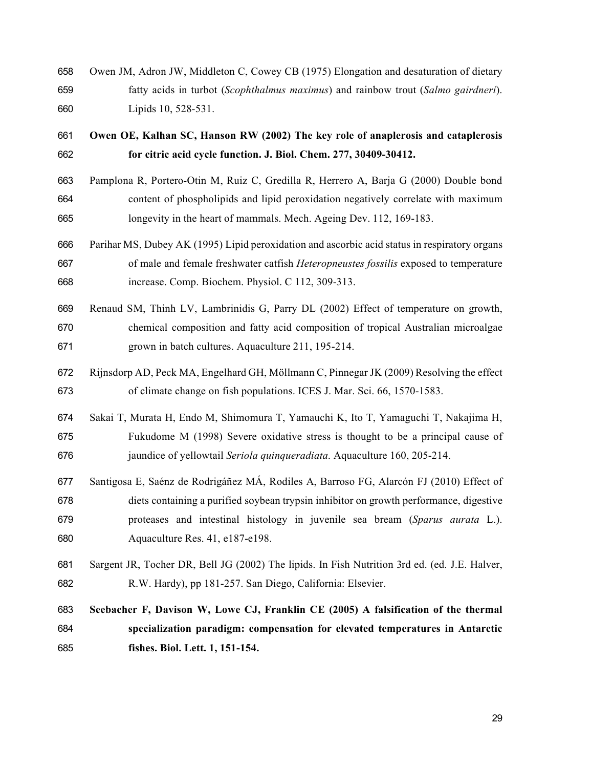658 Owen JM, Adron JW, Middleton C, Cowey CB (1975) Elongation and desaturation of dietary
659 fatty acids in turbot (*Scophthalmus maximus*) and rainbow trout (*Salmo gairdneri*).
660 Lipids 10, 528-531.

661 **Owen OE, Kalhan SC, Hanson RW (2002) The key role of anaplerosis and cataplerosis**
662 **for citric acid cycle function. J. Biol. Chem. 277, 30409-30412.**

663 Pamplona R, Portero-Otin M, Ruiz C, Gredilla R, Herrero A, Barja G (2000) Double bond
664 content of phospholipids and lipid peroxidation negatively correlate with maximum
665 longevity in the heart of mammals. Mech. Ageing Dev. 112, 169-183.

666 Parihar MS, Dubey AK (1995) Lipid peroxidation and ascorbic acid status in respiratory organs
667 of male and female freshwater catfish *Heteropneustes fossilis* exposed to temperature
668 increase. Comp. Biochem. Physiol. C 112, 309-313.

669 Renaud SM, Thinh LV, Lambrinidis G, Parry DL (2002) Effect of temperature on growth,
670 chemical composition and fatty acid composition of tropical Australian microalgae
671 grown in batch cultures. Aquaculture 211, 195-214.

672 Rijnsdorp AD, Peck MA, Engelhard GH, Möllmann C, Pinnegar JK (2009) Resolving the effect
673 of climate change on fish populations. ICES J. Mar. Sci. 66, 1570-1583.

674 Sakai T, Murata H, Endo M, Shimomura T, Yamauchi K, Ito T, Yamaguchi T, Nakajima H,
675 Fukudome M (1998) Severe oxidative stress is thought to be a principal cause of
676 jaundice of yellowtail *Seriola quinqueradiata*. Aquaculture 160, 205-214.

677 Santigosa E, Saénz de Rodrigáñez MÁ, Rodiles A, Barroso FG, Alarcón FJ (2010) Effect of
678 diets containing a purified soybean trypsin inhibitor on growth performance, digestive
679 proteases and intestinal histology in juvenile sea bream (*Sparus aurata* L.).
680 Aquaculture Res. 41, e187-e198.

681 Sargent JR, Tocher DR, Bell JG (2002) The lipids. In Fish Nutrition 3rd ed. (ed. J.E. Halver,
682 R.W. Hardy), pp 181-257. San Diego, California: Elsevier.

683 **Seebacher F, Davison W, Lowe CJ, Franklin CE (2005) A falsification of the thermal**
684 **specialization paradigm: compensation for elevated temperatures in Antarctic**
685 **fishes. Biol. Lett. 1, 151-154.**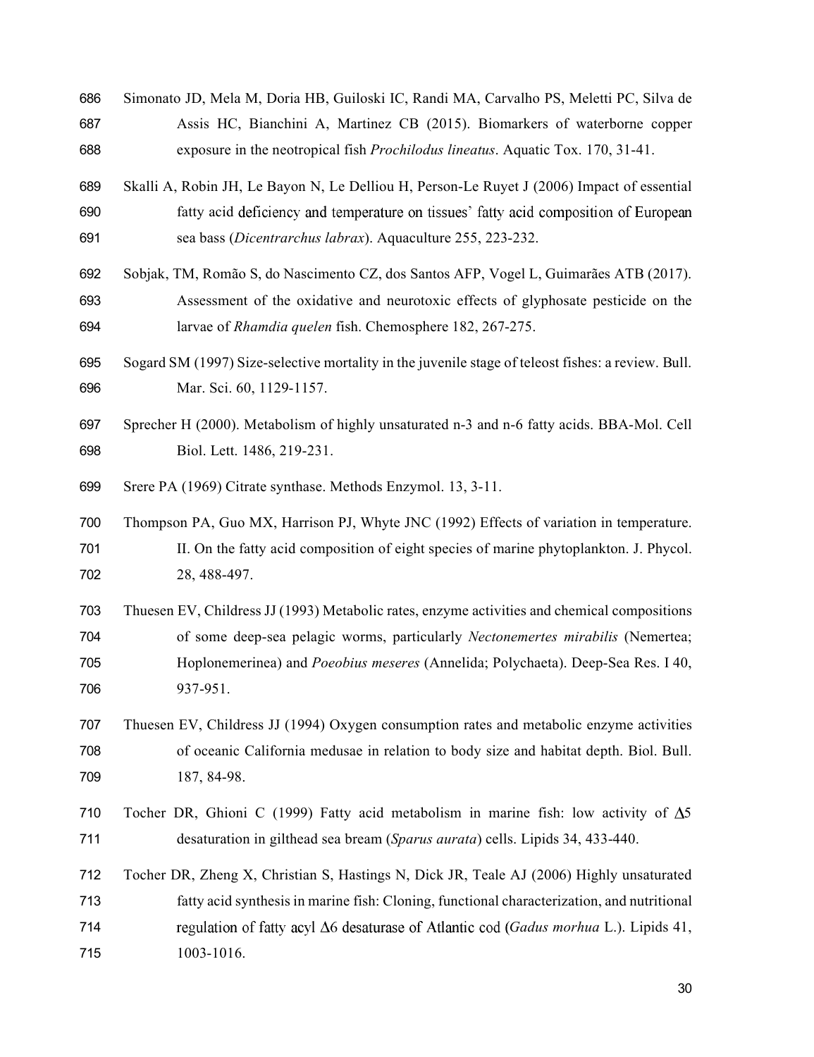Simonato JD, Mela M, Doria HB, Guiloski IC, Randi MA, Carvalho PS, Meletti PC, Silva de Assis HC, Bianchini A, Martinez CB (2015). Biomarkers of waterborne copper exposure in the neotropical fish *Prochilodus lineatus*. Aquatic Tox. 170, 31-41.

Skalli A, Robin JH, Le Bayon N, Le Delliou H, Person-Le Ruyet J (2006) Impact of essential fatty acid deficiency and temperature on tissues' fatty acid composition of European sea bass (*Dicentrarchus labrax*). Aquaculture 255, 223-232.

Sobjak, TM, Romão S, do Nascimento CZ, dos Santos AFP, Vogel L, Guimarães ATB (2017). Assessment of the oxidative and neurotoxic effects of glyphosate pesticide on the larvae of *Rhamdia quelen* fish. Chemosphere 182, 267-275.

Sogard SM (1997) Size-selective mortality in the juvenile stage of teleost fishes: a review. Bull. Mar. Sci. 60, 1129-1157.

Sprecher H (2000). Metabolism of highly unsaturated n-3 and n-6 fatty acids. BBA-Mol. Cell Biol. Lett. 1486, 219-231.

Srere PA (1969) Citrate synthase. Methods Enzymol. 13, 3-11.

Thompson PA, Guo MX, Harrison PJ, Whyte JNC (1992) Effects of variation in temperature. II. On the fatty acid composition of eight species of marine phytoplankton. J. Phycol. 28, 488-497.

Thuesen EV, Childress JJ (1993) Metabolic rates, enzyme activities and chemical compositions of some deep-sea pelagic worms, particularly *Nectonemertes mirabilis* (Nemertea; Hoplonemerinea) and *Poeobius meseres* (Annelida; Polychaeta). Deep-Sea Res. I 40, 937-951.

Thuesen EV, Childress JJ (1994) Oxygen consumption rates and metabolic enzyme activities of oceanic California medusae in relation to body size and habitat depth. Biol. Bull. 187, 84-98.

Tocher DR, Ghioni C (1999) Fatty acid metabolism in marine fish: low activity of $\Delta 5$ desaturation in gilthead sea bream (*Sparus aurata*) cells. Lipids 34, 433-440.

Tocher DR, Zheng X, Christian S, Hastings N, Dick JR, Teale AJ (2006) Highly unsaturated fatty acid synthesis in marine fish: Cloning, functional characterization, and nutritional regulation of fatty acyl $\Delta 6$ desaturase of Atlantic cod (*Gadus morhua* L.). Lipids 41, 1003-1016.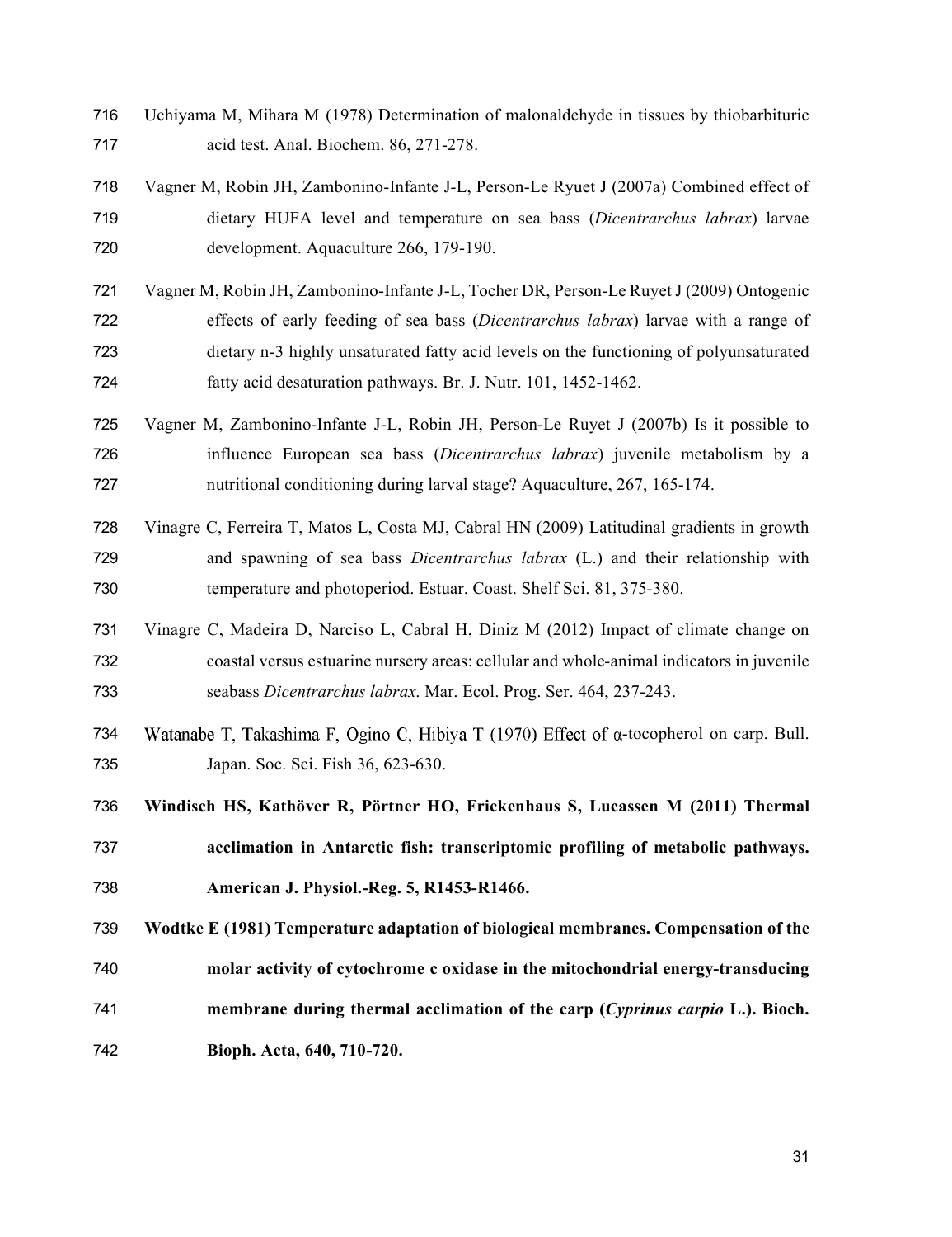Uchiyama M, Mihara M (1978) Determination of malonaldehyde in tissues by thiobarbituric acid test. Anal. Biochem. 86, 271-278.

Vagner M, Robin JH, Zambonino-Infante J-L, Person-Le Ryuet J (2007a) Combined effect of dietary HUFA level and temperature on sea bass (*Dicentrarchus labrax*) larvae development. Aquaculture 266, 179-190.

Vagner M, Robin JH, Zambonino-Infante J-L, Tocher DR, Person-Le Ruyet J (2009) Ontogenic effects of early feeding of sea bass (*Dicentrarchus labrax*) larvae with a range of dietary n-3 highly unsaturated fatty acid levels on the functioning of polyunsaturated fatty acid desaturation pathways. Br. J. Nutr. 101, 1452-1462.

Vagner M, Zambonino-Infante J-L, Robin JH, Person-Le Ruyet J (2007b) Is it possible to influence European sea bass (*Dicentrarchus labrax*) juvenile metabolism by a nutritional conditioning during larval stage? Aquaculture, 267, 165-174.

Vinagre C, Ferreira T, Matos L, Costa MJ, Cabral HN (2009) Latitudinal gradients in growth and spawning of sea bass *Dicentrarchus labrax* (L.) and their relationship with temperature and photoperiod. Estuar. Coast. Shelf Sci. 81, 375-380.

Vinagre C, Madeira D, Narciso L, Cabral H, Diniz M (2012) Impact of climate change on coastal versus estuarine nursery areas: cellular and whole-animal indicators in juvenile seabass *Dicentrarchus labrax*. Mar. Ecol. Prog. Ser. 464, 237-243.

Watanabe T, Takashima F, Ogino C, Hibiya T (1970) Effect of α-tocopherol on carp. Bull. Japan. Soc. Sci. Fish 36, 623-630.

**Windisch HS, Kathöver R, Pörtner HO, Frickenhaus S, Lucassen M (2011) Thermal acclimation in Antarctic fish: transcriptomic profiling of metabolic pathways. American J. Physiol.-Reg. 5, R1453-R1466.**

**Wodtke E (1981) Temperature adaptation of biological membranes. Compensation of the molar activity of cytochrome c oxidase in the mitochondrial energy-transducing membrane during thermal acclimation of the carp (*Cyprinus carpio* L.). Bioch. Bioph. Acta, 640, 710-720.**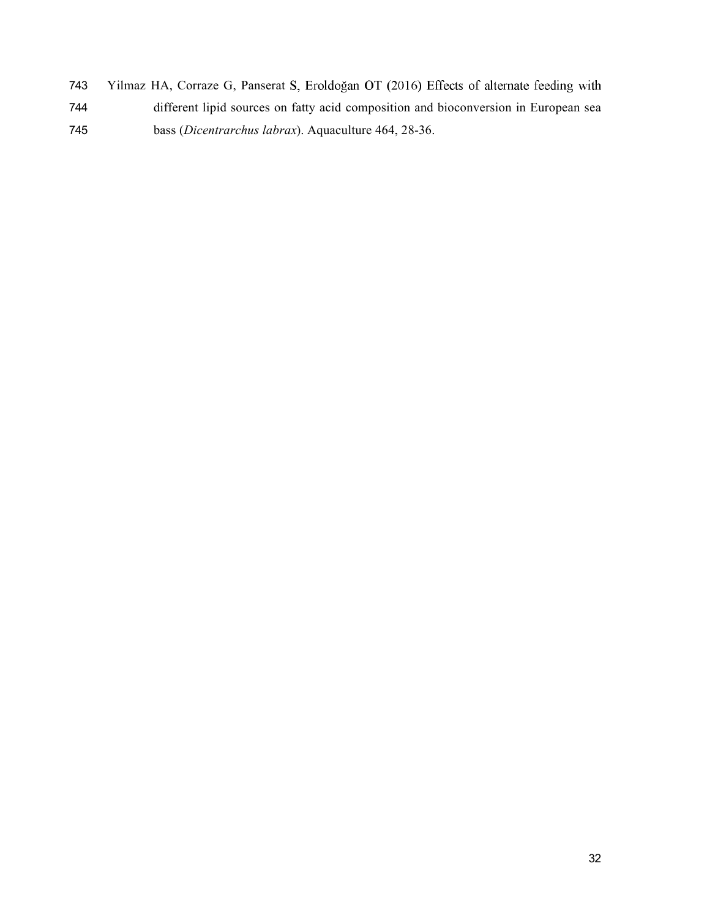Yilmaz HA, Corraze G, Panserat S, Eroldoğan OT (2016) Effects of alternate feeding with different lipid sources on fatty acid composition and bioconversion in European sea bass (*Dicentrarchus labrax*). Aquaculture 464, 28-36.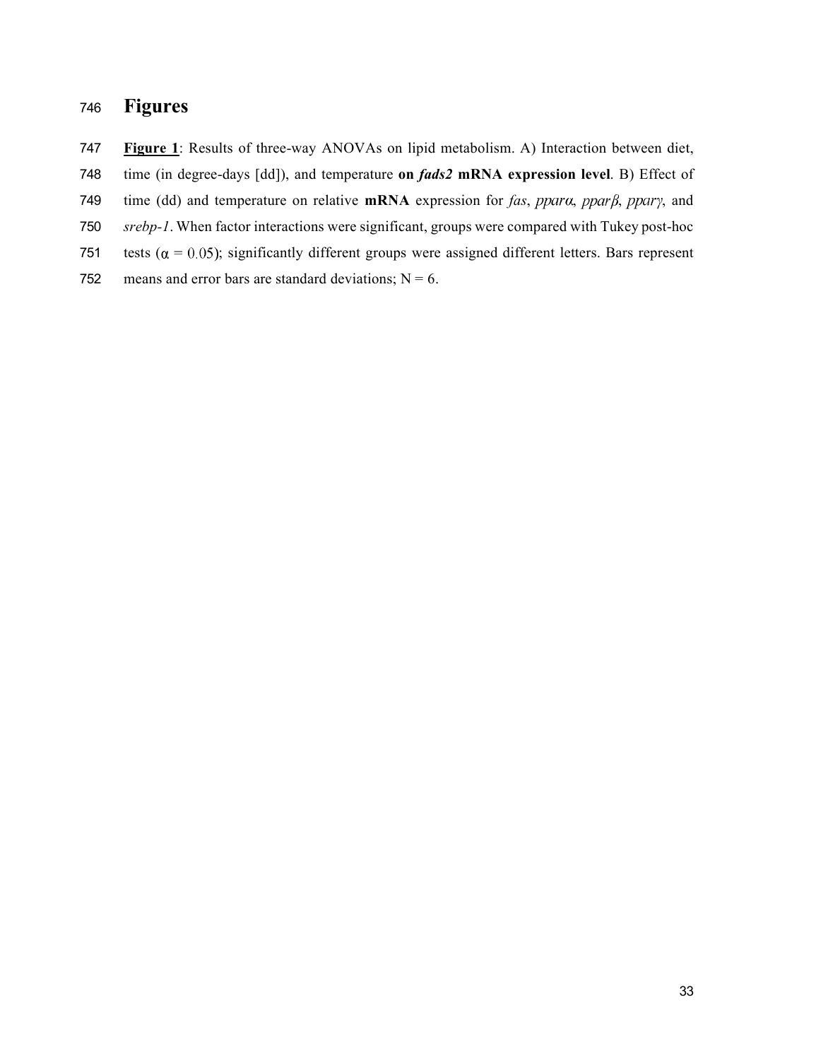# Figures

**Figure 1**: Results of three-way ANOVAs on lipid metabolism. A) Interaction between diet, time (in degree-days [dd]), and temperature **on *fads2* mRNA expression level**. B) Effect of time (dd) and temperature on relative **mRNA** expression for *fas*, *pparα*, *pparβ*, *pparγ*, and *srebp-1*. When factor interactions were significant, groups were compared with Tukey post-hoc tests ($\alpha = 0.05$); significantly different groups were assigned different letters. Bars represent means and error bars are standard deviations; N = 6.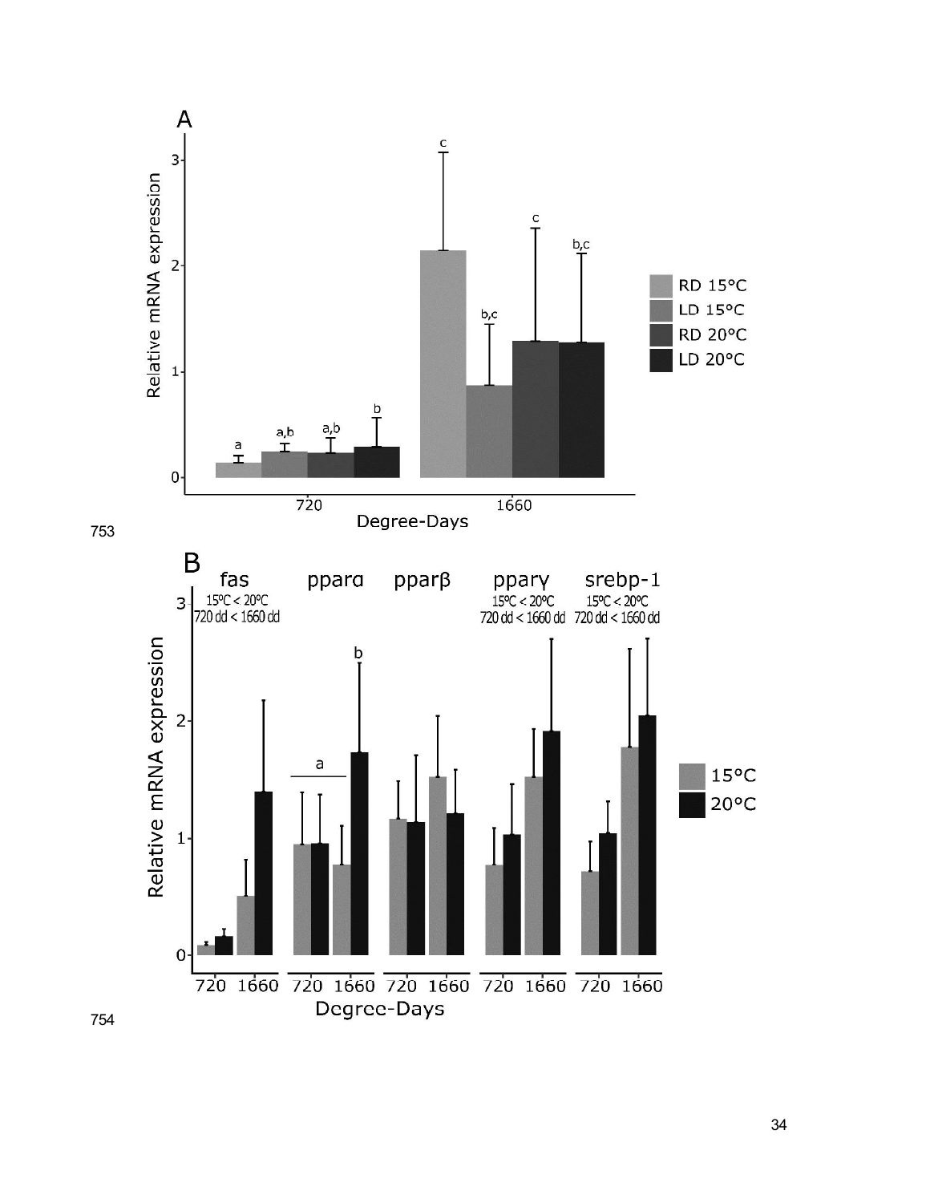A

Relative mRNA expression

Degree-Days

720 | 1660

RD 15°C
LD 15°C
RD 20°C
LD 20°C

B

fas | pparα | pparβ | pparγ | srebp-1

fas: 15ºC < 20ºC, 720 dd < 1660 dd

pparγ: 15ºC < 20ºC, 720 dd < 1660 dd

srebp-1: 15ºC < 20ºC, 720 dd < 1660 dd

Relative mRNA expression

Degree-Days

15°C
20°C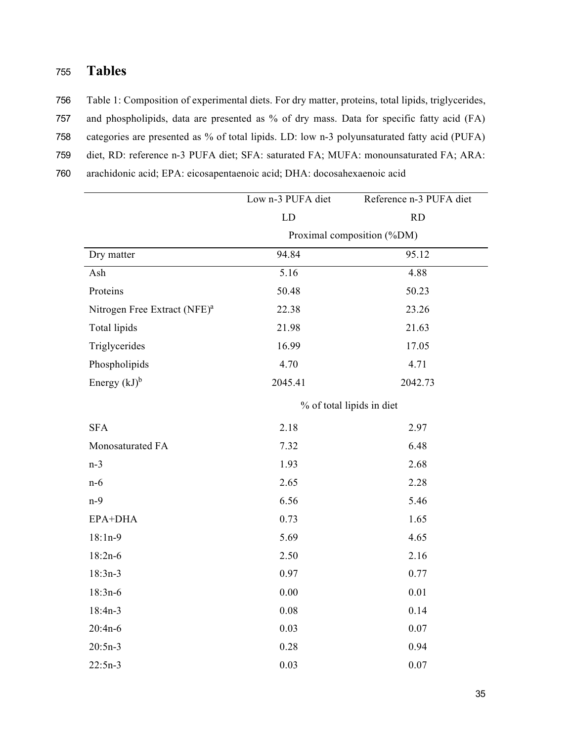# Tables

Table 1: Composition of experimental diets. For dry matter, proteins, total lipids, triglycerides, and phospholipids, data are presented as % of dry mass. Data for specific fatty acid (FA) categories are presented as % of total lipids. LD: low n-3 polyunsaturated fatty acid (PUFA) diet, RD: reference n-3 PUFA diet; SFA: saturated FA; MUFA: monounsaturated FA; ARA: arachidonic acid; EPA: eicosapentaenoic acid; DHA: docosahexaenoic acid

| | Low n-3 PUFA diet | Reference n-3 PUFA diet |
|---|---|---|
| | LD | RD |
| | Proximal composition (%DM) | |
| Dry matter | 94.84 | 95.12 |
| Ash | 5.16 | 4.88 |
| Proteins | 50.48 | 50.23 |
| Nitrogen Free Extract (NFE)[a] | 22.38 | 23.26 |
| Total lipids | 21.98 | 21.63 |
| Triglycerides | 16.99 | 17.05 |
| Phospholipids | 4.70 | 4.71 |
| Energy (kJ)[b] | 2045.41 | 2042.73 |
| | % of total lipids in diet | |
| SFA | 2.18 | 2.97 |
| Monosaturated FA | 7.32 | 6.48 |
| n-3 | 1.93 | 2.68 |
| n-6 | 2.65 | 2.28 |
| n-9 | 6.56 | 5.46 |
| EPA+DHA | 0.73 | 1.65 |
| 18:1n-9 | 5.69 | 4.65 |
| 18:2n-6 | 2.50 | 2.16 |
| 18:3n-3 | 0.97 | 0.77 |
| 18:3n-6 | 0.00 | 0.01 |
| 18:4n-3 | 0.08 | 0.14 |
| 20:4n-6 | 0.03 | 0.07 |
| 20:5n-3 | 0.28 | 0.94 |
| 22:5n-3 | 0.03 | 0.07 |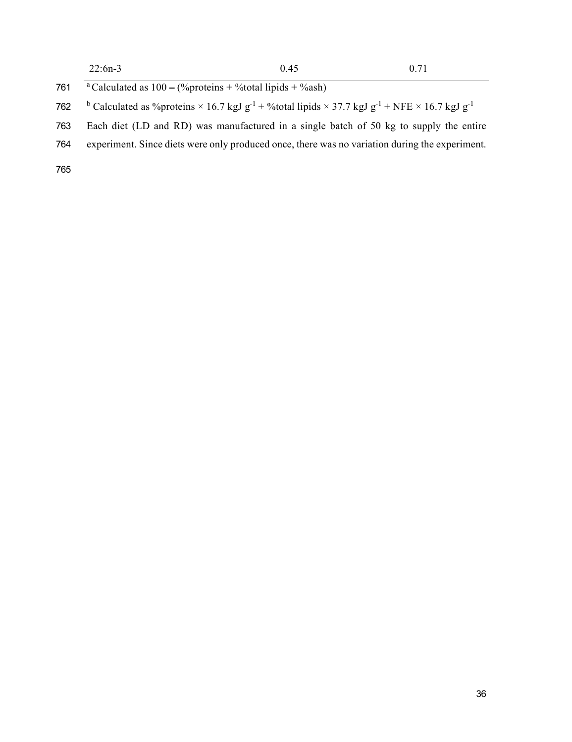| | | |
|---|---|---|
| 22:6n-3 | 0.45 | 0.71 |

[a] Calculated as 100 – (%proteins + %total lipids + %ash)

[b] Calculated as %proteins × 16.7 kgJ $g^{-1}$ + %total lipids × 37.7 kgJ $g^{-1}$ + NFE × 16.7 kgJ $g^{-1}$

Each diet (LD and RD) was manufactured in a single batch of 50 kg to supply the entire experiment. Since diets were only produced once, there was no variation during the experiment.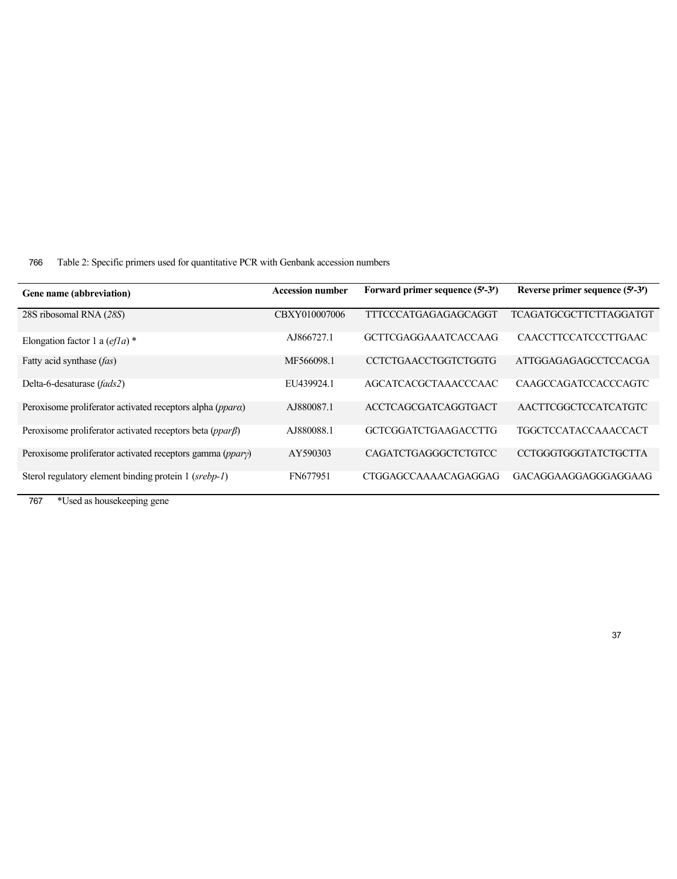Table 2: Specific primers used for quantitative PCR with Genbank accession numbers

| Gene name (abbreviation) | Accession number | Forward primer sequence (5′-3′) | Reverse primer sequence (5′-3′) |
|---|---|---|---|
| 28S ribosomal RNA (*28S*) | CBXY010007006 | TTTCCCATGAGAGAGCAGGT | TCAGATGCGCTTCTTAGGATGT |
| Elongation factor 1 a (*ef1a*) * | AJ866727.1 | GCTTCGAGGAAATCACCAAG | CAACCTTCCATCCCTTGAAC |
| Fatty acid synthase (*fas*) | MF566098.1 | CCTCTGAACCTGGTCTGGTG | ATTGGAGAGAGCCTCCACGA |
| Delta-6-desaturase (*fads2*) | EU439924.1 | AGCATCACGCTAAACCCAAC | CAAGCCAGATCCACCCAGTC |
| Peroxisome proliferator activated receptors alpha (*pparα*) | AJ880087.1 | ACCTCAGCGATCAGGTGACT | AACTTCGGCTCCATCATGTC |
| Peroxisome proliferator activated receptors beta (*pparβ*) | AJ880088.1 | GCTCGGATCTGAAGACCTTG | TGGCTCCATACCAAACCACT |
| Peroxisome proliferator activated receptors gamma (*pparγ*) | AY590303 | CAGATCTGAGGGCTCTGTCC | CCTGGGTGGGTATCTGCTTA |
| Sterol regulatory element binding protein 1 (*srebp-1*) | FN677951 | CTGGAGCCAAAACAGAGGAG | GACAGGAAGGAGGGAGGAAG |

*Used as housekeeping gene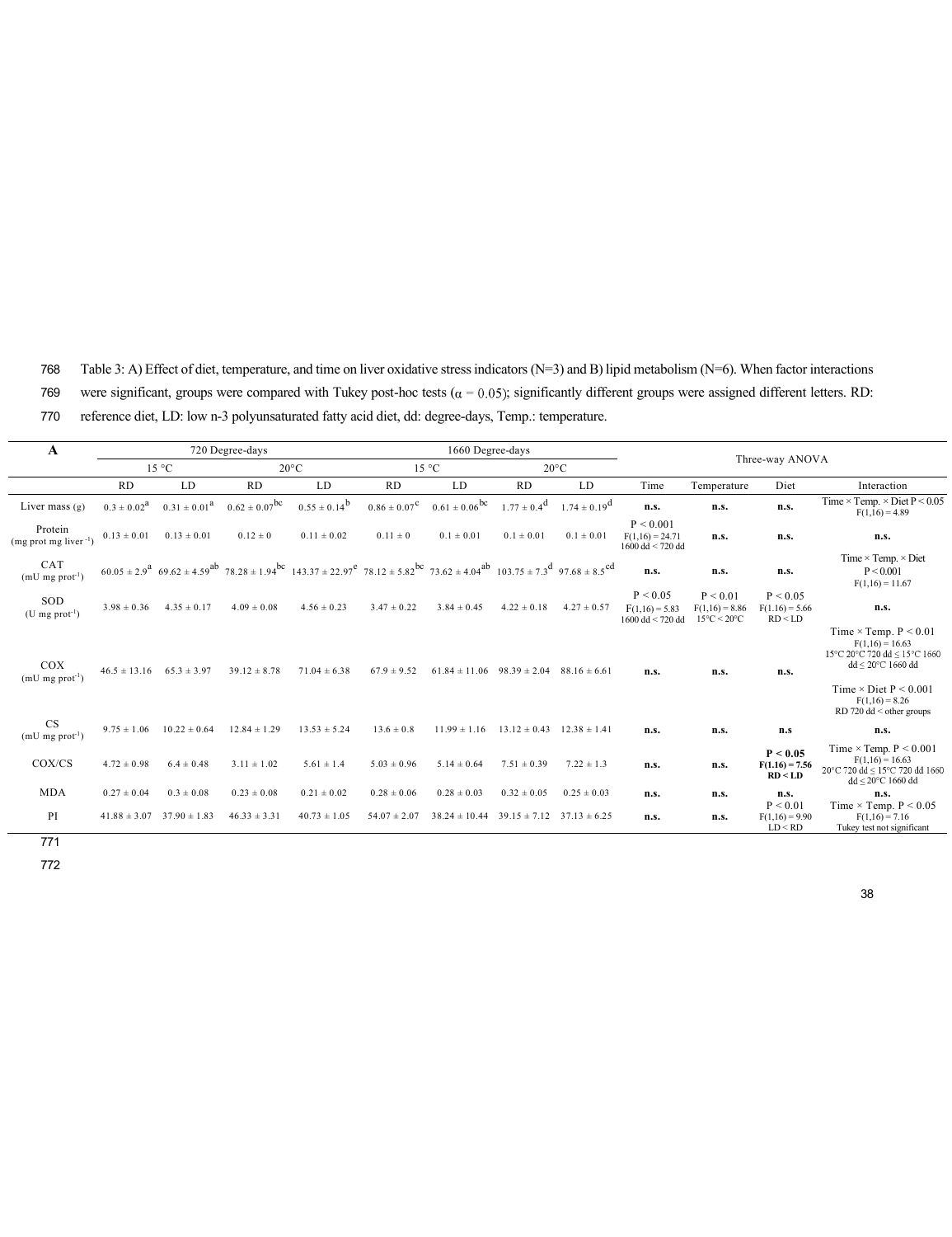Table 3: A) Effect of diet, temperature, and time on liver oxidative stress indicators (N=3) and B) lipid metabolism (N=6). When factor interactions were significant, groups were compared with Tukey post-hoc tests ($\alpha = 0.05$); significantly different groups were assigned different letters. RD: reference diet, LD: low n-3 polyunsaturated fatty acid diet, dd: degree-days, Temp.: temperature.

| **A** | 720 Degree-days | | | | 1660 Degree-days | | | | Three-way ANOVA | | | |
|---|---|---|---|---|---|---|---|---|---|---|---|---|
| | 15 °C | | 20°C | | 15 °C | | 20°C | | | | | |
| | RD | LD | RD | LD | RD | LD | RD | LD | Time | Temperature | Diet | Interaction |
| Liver mass (g) | 0.3 ± 0.02[a] | 0.31 ± 0.01[a] | 0.62 ± 0.07[bc] | 0.55 ± 0.14[b] | 0.86 ± 0.07[c] | 0.61 ± 0.06[bc] | 1.77 ± 0.4[d] | 1.74 ± 0.19[d] | **n.s.** | **n.s.** | **n.s.** | Time × Temp. × Diet P < 0.05 $F(1,16) = 4.89$ |
| Protein (mg prot mg liver$^{-1}$) | 0.13 ± 0.01 | 0.13 ± 0.01 | 0.12 ± 0 | 0.11 ± 0.02 | 0.11 ± 0 | 0.1 ± 0.01 | 0.1 ± 0.01 | 0.1 ± 0.01 | P < 0.001 $F(1,16) = 24.71$ 1600 dd < 720 dd | **n.s.** | **n.s.** | **n.s.** |
| CAT (mU mg prot$^{-1}$) | 60.05 ± 2.9[a] | 69.62 ± 4.59[ab] | 78.28 ± 1.94[bc] | 143.37 ± 22.97[e] | 78.12 ± 5.82[bc] | 73.62 ± 4.04[ab] | 103.75 ± 7.3[d] | 97.68 ± 8.5[cd] | **n.s.** | **n.s.** | **n.s.** | Time × Temp. × Diet P < 0.001 $F(1,16) = 11.67$ |
| SOD (U mg prot$^{-1}$) | 3.98 ± 0.36 | 4.35 ± 0.17 | 4.09 ± 0.08 | 4.56 ± 0.23 | 3.47 ± 0.22 | 3.84 ± 0.45 | 4.22 ± 0.18 | 4.27 ± 0.57 | P < 0.05 $F(1,16) = 5.83$ 1600 dd < 720 dd | P < 0.01 $F(1,16) = 8.86$ 15°C < 20°C | P < 0.05 $F(1,16) = 5.66$ RD < LD | **n.s.** |
| COX (mU mg prot$^{-1}$) | 46.5 ± 13.16 | 65.3 ± 3.97 | 39.12 ± 8.78 | 71.04 ± 6.38 | 67.9 ± 9.52 | 61.84 ± 11.06 | 98.39 ± 2.04 | 88.16 ± 6.61 | **n.s.** | **n.s.** | **n.s.** | Time × Temp. P < 0.01 $F(1,16) = 16.63$ 15°C 20°C 720 dd ≤ 15°C 1660 dd ≤ 20°C 1660 dd; Time × Diet P < 0.001 $F(1,16) = 8.26$ RD 720 dd < other groups |
| CS (mU mg prot$^{-1}$) | 9.75 ± 1.06 | 10.22 ± 0.64 | 12.84 ± 1.29 | 13.53 ± 5.24 | 13.6 ± 0.8 | 11.99 ± 1.16 | 13.12 ± 0.43 | 12.38 ± 1.41 | **n.s.** | **n.s.** | **n.s** | **n.s.** |
| COX/CS | 4.72 ± 0.98 | 6.4 ± 0.48 | 3.11 ± 1.02 | 5.61 ± 1.4 | 5.03 ± 0.96 | 5.14 ± 0.64 | 7.51 ± 0.39 | 7.22 ± 1.3 | **n.s.** | **n.s.** | **P < 0.05 $F(1.16) = 7.56$ RD < LD** | Time × Temp. P < 0.001 $F(1,16) = 16.63$ 20°C 720 dd ≤ 15°C 720 dd 1660 dd ≤ 20°C 1660 dd |
| MDA | 0.27 ± 0.04 | 0.3 ± 0.08 | 0.23 ± 0.08 | 0.21 ± 0.02 | 0.28 ± 0.06 | 0.28 ± 0.03 | 0.32 ± 0.05 | 0.25 ± 0.03 | **n.s.** | **n.s.** | **n.s.** | **n.s.** |
| PI | 41.88 ± 3.07 | 37.90 ± 1.83 | 46.33 ± 3.31 | 40.73 ± 1.05 | 54.07 ± 2.07 | 38.24 ± 10.44 | 39.15 ± 7.12 | 37.13 ± 6.25 | **n.s.** | **n.s.** | P < 0.01 $F(1,16) = 9.90$ LD < RD | Time × Temp. P < 0.05 $F(1,16) = 7.16$ Tukey test not significant |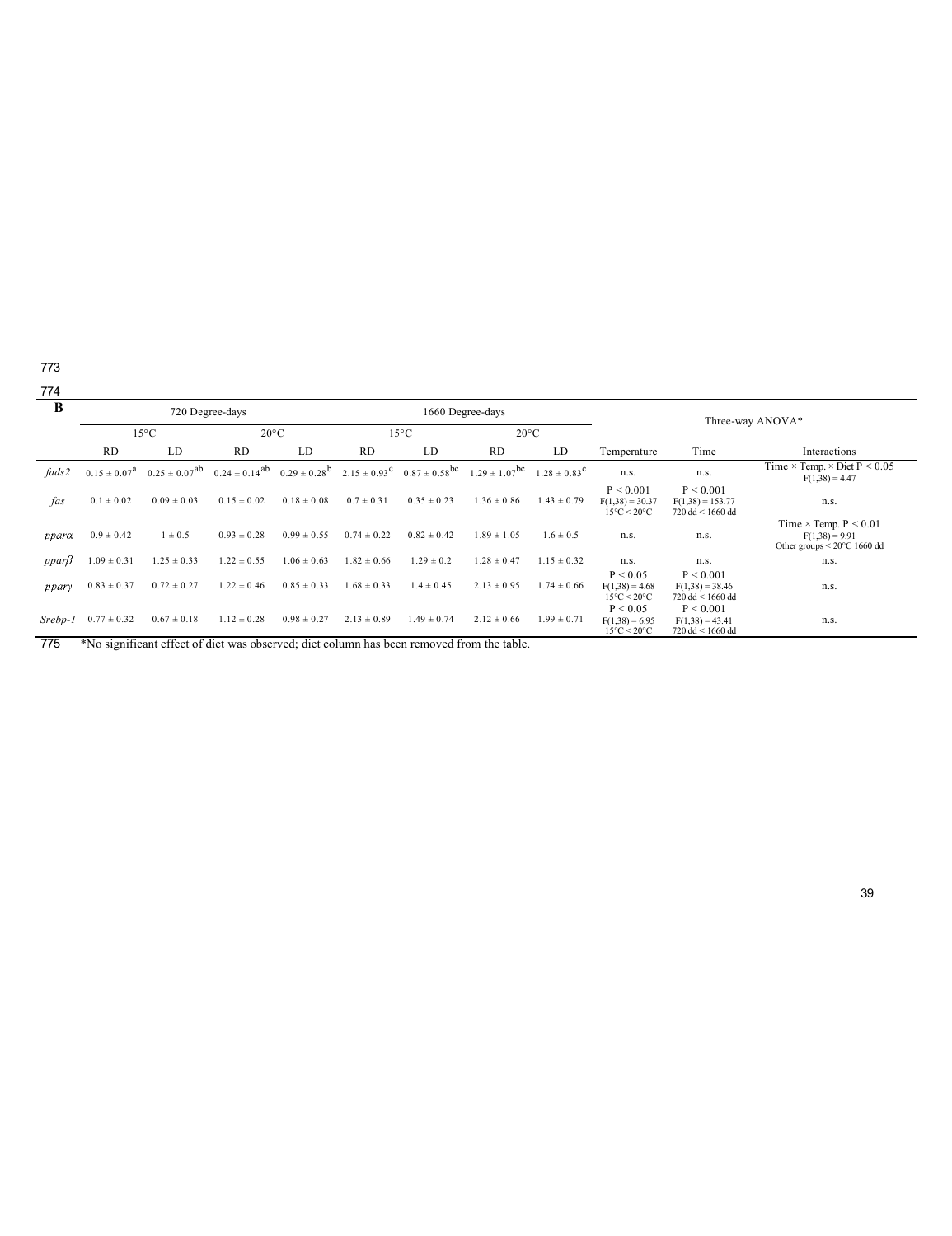| B | 720 Degree-days | | | | 1660 Degree-days | | | | Three-way ANOVA* | | |
|---|---|---|---|---|---|---|---|---|---|---|---|
| | 15°C | | 20°C | | 15°C | | 20°C | | | | |
| | RD | LD | RD | LD | RD | LD | RD | LD | Temperature | Time | Interactions |
| *fads2* | 0.15 ± 0.07[a] | 0.25 ± 0.07[ab] | 0.24 ± 0.14[ab] | 0.29 ± 0.28[b] | 2.15 ± 0.93[c] | 0.87 ± 0.58[bc] | 1.29 ± 1.07[bc] | 1.28 ± 0.83[c] | n.s. | n.s. | Time × Temp. × Diet $P < 0.05$ $F(1,38) = 4.47$ |
| *fas* | 0.1 ± 0.02 | 0.09 ± 0.03 | 0.15 ± 0.02 | 0.18 ± 0.08 | 0.7 ± 0.31 | 0.35 ± 0.23 | 1.36 ± 0.86 | 1.43 ± 0.79 | $P < 0.001$ $F(1,38) = 30.37$ 15°C < 20°C | $P < 0.001$ $F(1,38) = 153.77$ 720 dd < 1660 dd | n.s. |
| *pparα* | 0.9 ± 0.42 | 1 ± 0.5 | 0.93 ± 0.28 | 0.99 ± 0.55 | 0.74 ± 0.22 | 0.82 ± 0.42 | 1.89 ± 1.05 | 1.6 ± 0.5 | n.s. | n.s. | Time × Temp. $P < 0.01$ $F(1,38) = 9.91$ Other groups < 20°C 1660 dd |
| *pparβ* | 1.09 ± 0.31 | 1.25 ± 0.33 | 1.22 ± 0.55 | 1.06 ± 0.63 | 1.82 ± 0.66 | 1.29 ± 0.2 | 1.28 ± 0.47 | 1.15 ± 0.32 | n.s. | n.s. | n.s. |
| *pparγ* | 0.83 ± 0.37 | 0.72 ± 0.27 | 1.22 ± 0.46 | 0.85 ± 0.33 | 1.68 ± 0.33 | 1.4 ± 0.45 | 2.13 ± 0.95 | 1.74 ± 0.66 | $P < 0.05$ $F(1,38) = 4.68$ 15°C < 20°C | $P < 0.001$ $F(1,38) = 38.46$ 720 dd < 1660 dd | n.s. |
| *Srebp-1* | 0.77 ± 0.32 | 0.67 ± 0.18 | 1.12 ± 0.28 | 0.98 ± 0.27 | 2.13 ± 0.89 | 1.49 ± 0.74 | 2.12 ± 0.66 | 1.99 ± 0.71 | $P < 0.05$ $F(1,38) = 6.95$ 15°C < 20°C | $P < 0.001$ $F(1,38) = 43.41$ 720 dd < 1660 dd | n.s. |

*No significant effect of diet was observed; diet column has been removed from the table.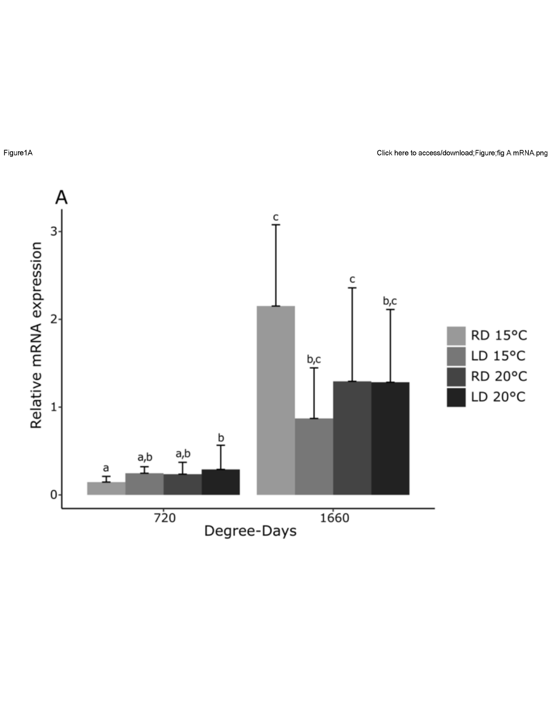Figure1A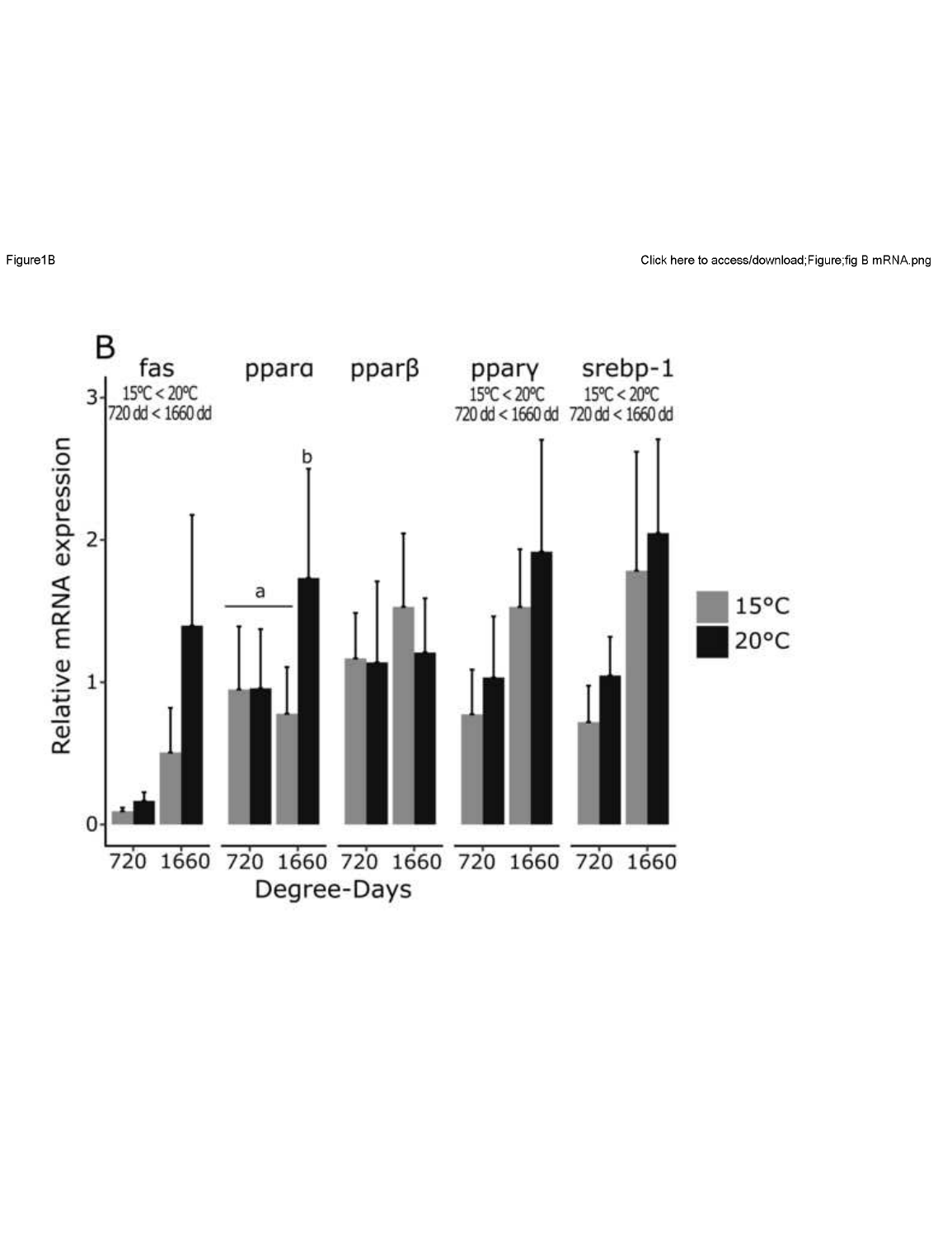Figure1B

Click here to access/download;Figure;fig B mRNA.png

B

fas

15ºC < 20ºC

720 dd < 1660 dd

pparα

ppar β

pparγ

15ºC < 20ºC

720 dd < 1660 dd

srebp-1

15ºC < 20ºC

720 dd < 1660 dd

a

b

Relative mRNA expression

0

1

2

3

720 1660 720 1660 720 1660 720 1660 720 1660

Degree-Days

15°C

20°C